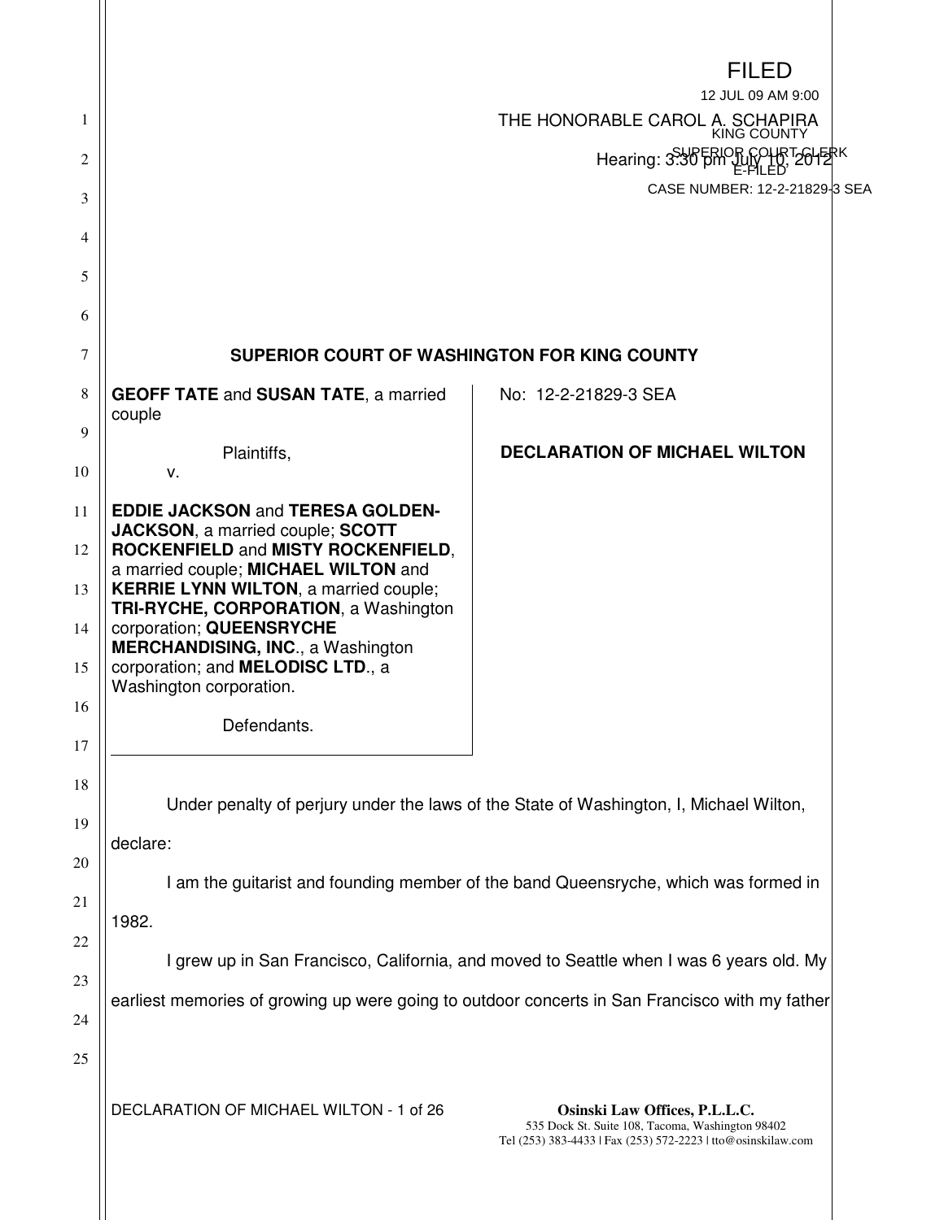FILED
12 JUL 09 AM 9:00
KING COUNTY
SUPERIOR COURT CLERK
E-FILED
CASE NUMBER: 12-2-21829-3 SEA

THE HONORABLE CAROL A. SCHAPIRA

Hearing: 3:30 pm July 10, 2012

**SUPERIOR COURT OF WASHINGTON FOR KING COUNTY**

**GEOFF TATE** and **SUSAN TATE**, a married couple

Plaintiffs,

v.

**EDDIE JACKSON** and **TERESA GOLDEN-JACKSON**, a married couple; **SCOTT ROCKENFIELD** and **MISTY ROCKENFIELD**, a married couple; **MICHAEL WILTON** and **KERRIE LYNN WILTON**, a married couple; **TRI-RYCHE, CORPORATION**, a Washington corporation; **QUEENSRYCHE MERCHANDISING, INC**., a Washington corporation; and **MELODISC LTD**., a Washington corporation.

Defendants.

No: 12-2-21829-3 SEA

**DECLARATION OF MICHAEL WILTON**

Under penalty of perjury under the laws of the State of Washington, I, Michael Wilton, declare:

I am the guitarist and founding member of the band Queensryche, which was formed in 1982.

I grew up in San Francisco, California, and moved to Seattle when I was 6 years old. My earliest memories of growing up were going to outdoor concerts in San Francisco with my father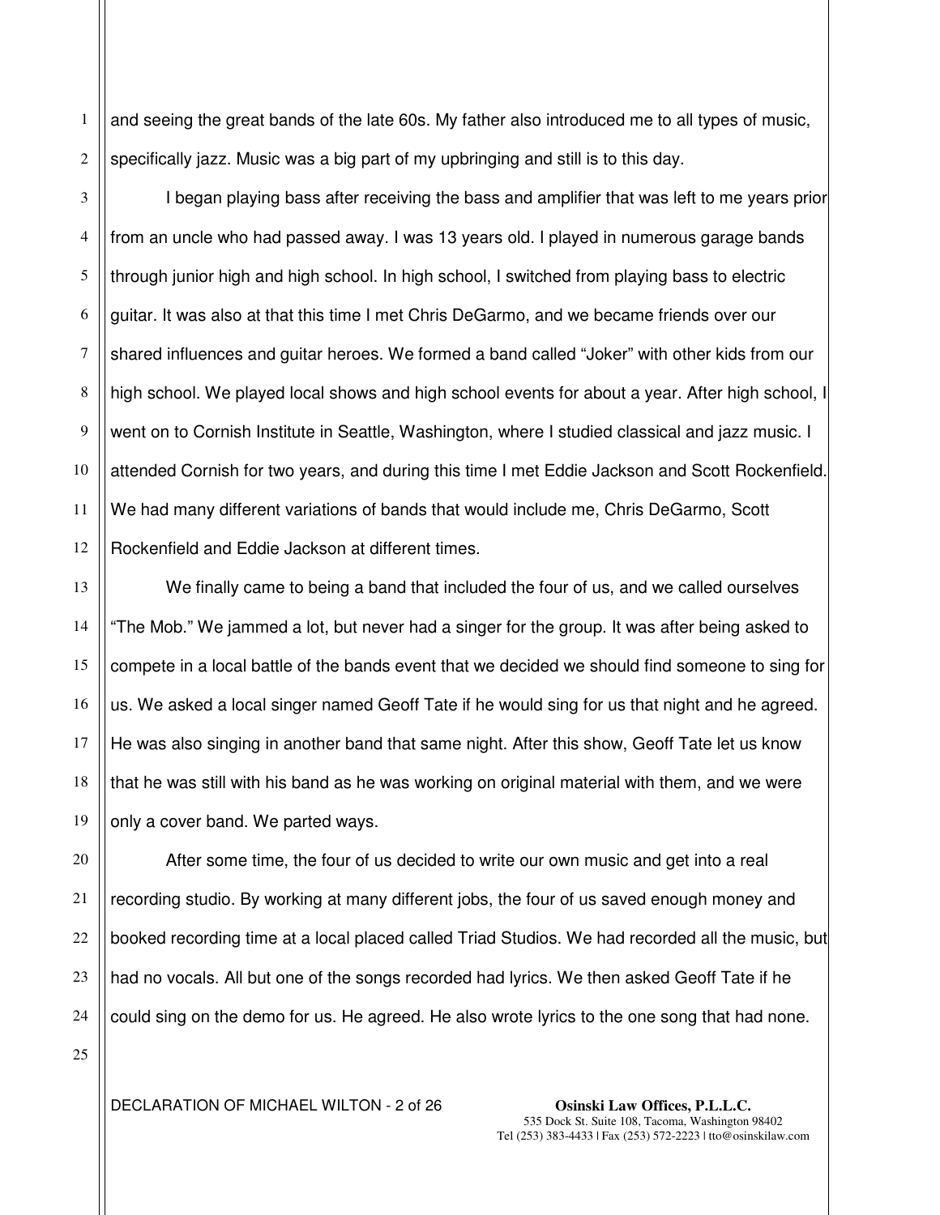and seeing the great bands of the late 60s. My father also introduced me to all types of music, specifically jazz. Music was a big part of my upbringing and still is to this day.

I began playing bass after receiving the bass and amplifier that was left to me years prior from an uncle who had passed away. I was 13 years old. I played in numerous garage bands through junior high and high school. In high school, I switched from playing bass to electric guitar. It was also at that this time I met Chris DeGarmo, and we became friends over our shared influences and guitar heroes. We formed a band called "Joker" with other kids from our high school. We played local shows and high school events for about a year. After high school, I went on to Cornish Institute in Seattle, Washington, where I studied classical and jazz music. I attended Cornish for two years, and during this time I met Eddie Jackson and Scott Rockenfield. We had many different variations of bands that would include me, Chris DeGarmo, Scott Rockenfield and Eddie Jackson at different times.

We finally came to being a band that included the four of us, and we called ourselves "The Mob." We jammed a lot, but never had a singer for the group. It was after being asked to compete in a local battle of the bands event that we decided we should find someone to sing for us. We asked a local singer named Geoff Tate if he would sing for us that night and he agreed. He was also singing in another band that same night. After this show, Geoff Tate let us know that he was still with his band as he was working on original material with them, and we were only a cover band. We parted ways.

After some time, the four of us decided to write our own music and get into a real recording studio. By working at many different jobs, the four of us saved enough money and booked recording time at a local placed called Triad Studios. We had recorded all the music, but had no vocals. All but one of the songs recorded had lyrics. We then asked Geoff Tate if he could sing on the demo for us. He agreed. He also wrote lyrics to the one song that had none.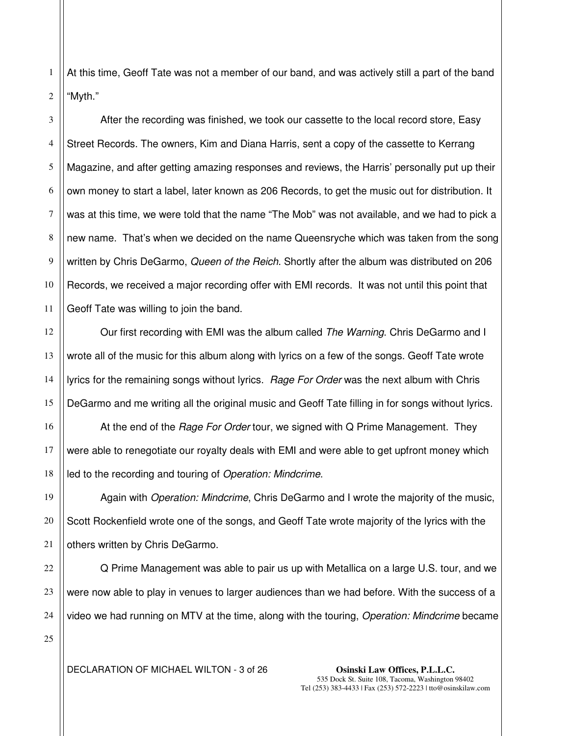At this time, Geoff Tate was not a member of our band, and was actively still a part of the band "Myth."

After the recording was finished, we took our cassette to the local record store, Easy Street Records. The owners, Kim and Diana Harris, sent a copy of the cassette to Kerrang Magazine, and after getting amazing responses and reviews, the Harris' personally put up their own money to start a label, later known as 206 Records, to get the music out for distribution. It was at this time, we were told that the name "The Mob" was not available, and we had to pick a new name. That's when we decided on the name Queensryche which was taken from the song written by Chris DeGarmo, *Queen of the Reich*. Shortly after the album was distributed on 206 Records, we received a major recording offer with EMI records. It was not until this point that Geoff Tate was willing to join the band.

Our first recording with EMI was the album called *The Warning*. Chris DeGarmo and I wrote all of the music for this album along with lyrics on a few of the songs. Geoff Tate wrote lyrics for the remaining songs without lyrics. *Rage For Order* was the next album with Chris DeGarmo and me writing all the original music and Geoff Tate filling in for songs without lyrics.

At the end of the *Rage For Order* tour, we signed with Q Prime Management. They were able to renegotiate our royalty deals with EMI and were able to get upfront money which led to the recording and touring of *Operation: Mindcrime*.

Again with *Operation: Mindcrime*, Chris DeGarmo and I wrote the majority of the music, Scott Rockenfield wrote one of the songs, and Geoff Tate wrote majority of the lyrics with the others written by Chris DeGarmo.

Q Prime Management was able to pair us up with Metallica on a large U.S. tour, and we were now able to play in venues to larger audiences than we had before. With the success of a video we had running on MTV at the time, along with the touring, *Operation: Mindcrime* became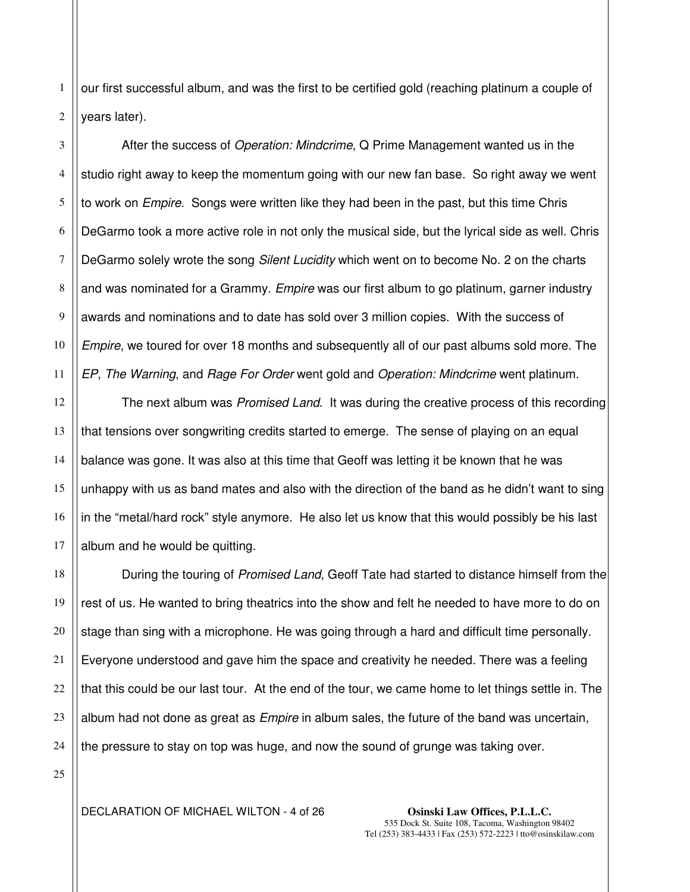our first successful album, and was the first to be certified gold (reaching platinum a couple of years later).

After the success of *Operation: Mindcrime*, Q Prime Management wanted us in the studio right away to keep the momentum going with our new fan base. So right away we went to work on *Empire*. Songs were written like they had been in the past, but this time Chris DeGarmo took a more active role in not only the musical side, but the lyrical side as well. Chris DeGarmo solely wrote the song *Silent Lucidity* which went on to become No. 2 on the charts and was nominated for a Grammy. *Empire* was our first album to go platinum, garner industry awards and nominations and to date has sold over 3 million copies. With the success of *Empire*, we toured for over 18 months and subsequently all of our past albums sold more. The *EP*, *The Warning*, and *Rage For Order* went gold and *Operation: Mindcrime* went platinum.

The next album was *Promised Land*. It was during the creative process of this recording that tensions over songwriting credits started to emerge. The sense of playing on an equal balance was gone. It was also at this time that Geoff was letting it be known that he was unhappy with us as band mates and also with the direction of the band as he didn't want to sing in the "metal/hard rock" style anymore. He also let us know that this would possibly be his last album and he would be quitting.

During the touring of *Promised Land*, Geoff Tate had started to distance himself from the rest of us. He wanted to bring theatrics into the show and felt he needed to have more to do on stage than sing with a microphone. He was going through a hard and difficult time personally. Everyone understood and gave him the space and creativity he needed. There was a feeling that this could be our last tour. At the end of the tour, we came home to let things settle in. The album had not done as great as *Empire* in album sales, the future of the band was uncertain, the pressure to stay on top was huge, and now the sound of grunge was taking over.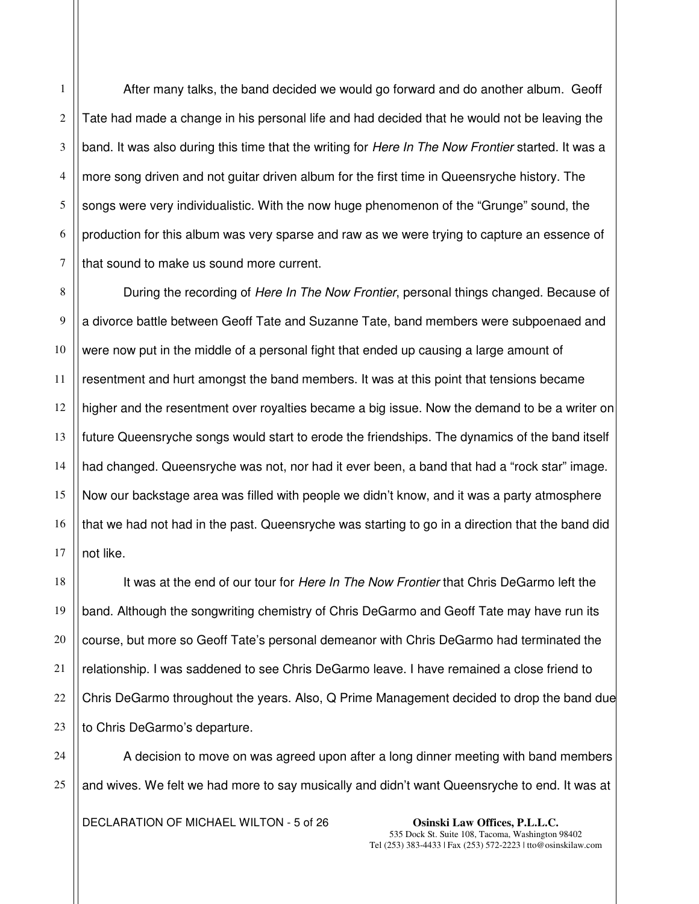After many talks, the band decided we would go forward and do another album. Geoff Tate had made a change in his personal life and had decided that he would not be leaving the band. It was also during this time that the writing for *Here In The Now Frontier* started. It was a more song driven and not guitar driven album for the first time in Queensryche history. The songs were very individualistic. With the now huge phenomenon of the "Grunge" sound, the production for this album was very sparse and raw as we were trying to capture an essence of that sound to make us sound more current.

During the recording of *Here In The Now Frontier*, personal things changed. Because of a divorce battle between Geoff Tate and Suzanne Tate, band members were subpoenaed and were now put in the middle of a personal fight that ended up causing a large amount of resentment and hurt amongst the band members. It was at this point that tensions became higher and the resentment over royalties became a big issue. Now the demand to be a writer on future Queensryche songs would start to erode the friendships. The dynamics of the band itself had changed. Queensryche was not, nor had it ever been, a band that had a "rock star" image. Now our backstage area was filled with people we didn't know, and it was a party atmosphere that we had not had in the past. Queensryche was starting to go in a direction that the band did not like.

It was at the end of our tour for *Here In The Now Frontier* that Chris DeGarmo left the band. Although the songwriting chemistry of Chris DeGarmo and Geoff Tate may have run its course, but more so Geoff Tate's personal demeanor with Chris DeGarmo had terminated the relationship. I was saddened to see Chris DeGarmo leave. I have remained a close friend to Chris DeGarmo throughout the years. Also, Q Prime Management decided to drop the band due to Chris DeGarmo's departure.

A decision to move on was agreed upon after a long dinner meeting with band members and wives. We felt we had more to say musically and didn't want Queensryche to end. It was at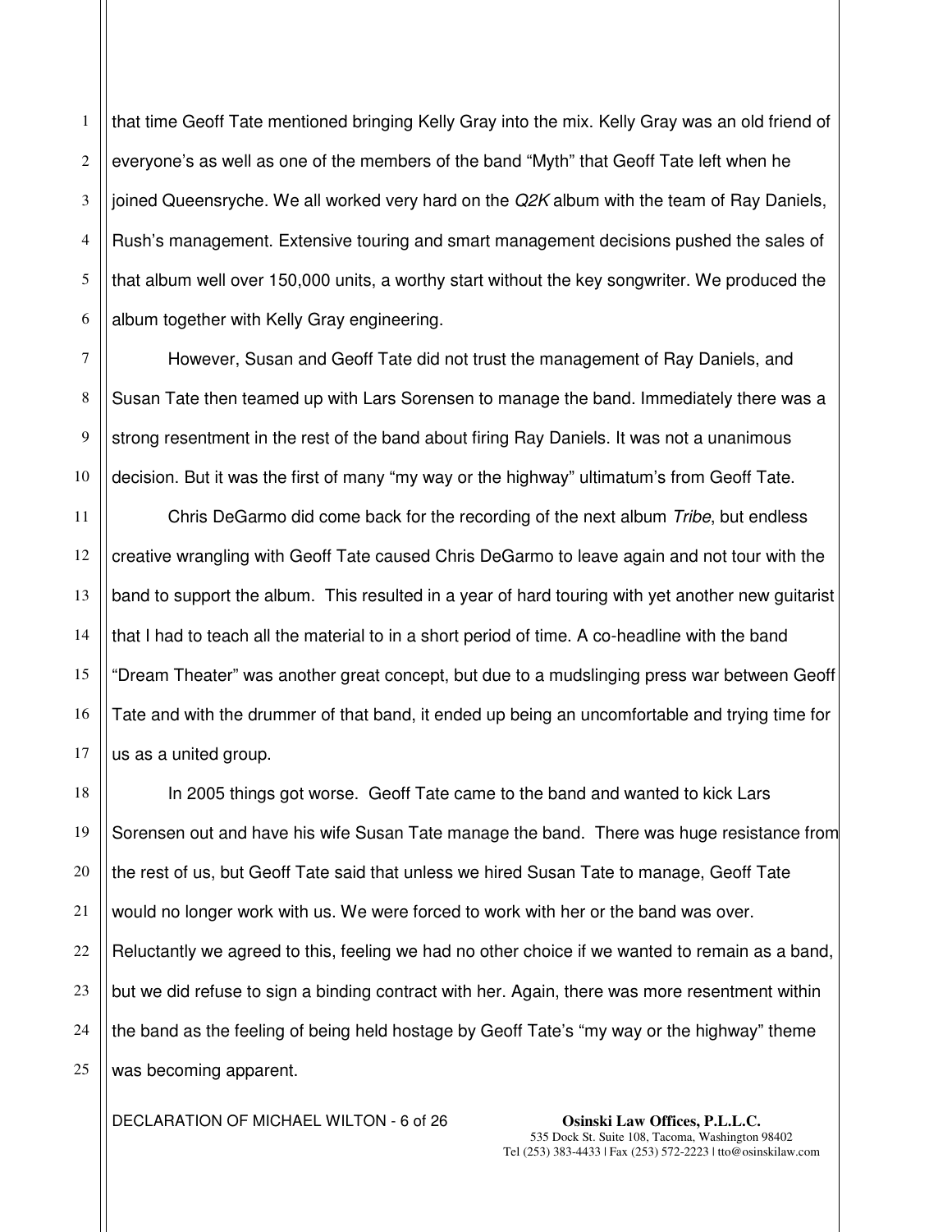that time Geoff Tate mentioned bringing Kelly Gray into the mix. Kelly Gray was an old friend of everyone's as well as one of the members of the band "Myth" that Geoff Tate left when he joined Queensryche. We all worked very hard on the *Q2K* album with the team of Ray Daniels, Rush's management. Extensive touring and smart management decisions pushed the sales of that album well over 150,000 units, a worthy start without the key songwriter. We produced the album together with Kelly Gray engineering.

However, Susan and Geoff Tate did not trust the management of Ray Daniels, and Susan Tate then teamed up with Lars Sorensen to manage the band. Immediately there was a strong resentment in the rest of the band about firing Ray Daniels. It was not a unanimous decision. But it was the first of many "my way or the highway" ultimatum's from Geoff Tate.

Chris DeGarmo did come back for the recording of the next album *Tribe*, but endless creative wrangling with Geoff Tate caused Chris DeGarmo to leave again and not tour with the band to support the album. This resulted in a year of hard touring with yet another new guitarist that I had to teach all the material to in a short period of time. A co-headline with the band "Dream Theater" was another great concept, but due to a mudslinging press war between Geoff Tate and with the drummer of that band, it ended up being an uncomfortable and trying time for us as a united group.

In 2005 things got worse. Geoff Tate came to the band and wanted to kick Lars Sorensen out and have his wife Susan Tate manage the band. There was huge resistance from the rest of us, but Geoff Tate said that unless we hired Susan Tate to manage, Geoff Tate would no longer work with us. We were forced to work with her or the band was over. Reluctantly we agreed to this, feeling we had no other choice if we wanted to remain as a band, but we did refuse to sign a binding contract with her. Again, there was more resentment within the band as the feeling of being held hostage by Geoff Tate's "my way or the highway" theme was becoming apparent.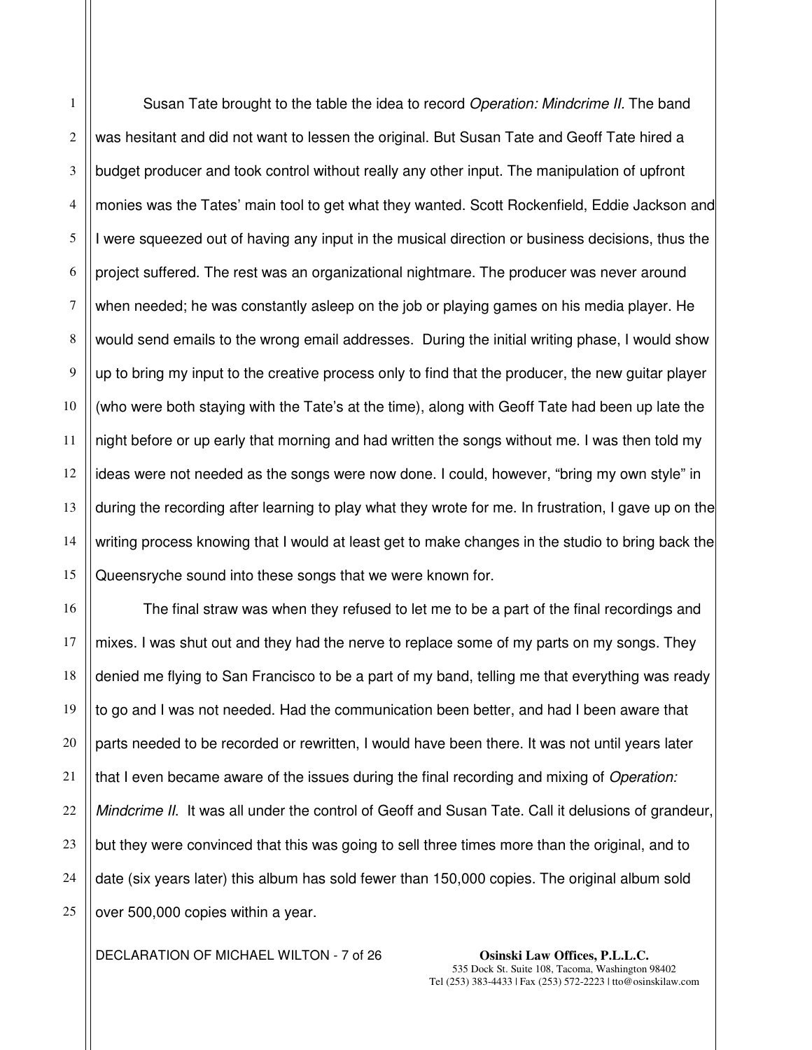Susan Tate brought to the table the idea to record *Operation: Mindcrime II.* The band was hesitant and did not want to lessen the original. But Susan Tate and Geoff Tate hired a budget producer and took control without really any other input. The manipulation of upfront monies was the Tates' main tool to get what they wanted. Scott Rockenfield, Eddie Jackson and I were squeezed out of having any input in the musical direction or business decisions, thus the project suffered. The rest was an organizational nightmare. The producer was never around when needed; he was constantly asleep on the job or playing games on his media player. He would send emails to the wrong email addresses. During the initial writing phase, I would show up to bring my input to the creative process only to find that the producer, the new guitar player (who were both staying with the Tate's at the time), along with Geoff Tate had been up late the night before or up early that morning and had written the songs without me. I was then told my ideas were not needed as the songs were now done. I could, however, "bring my own style" in during the recording after learning to play what they wrote for me. In frustration, I gave up on the writing process knowing that I would at least get to make changes in the studio to bring back the Queensryche sound into these songs that we were known for.

The final straw was when they refused to let me to be a part of the final recordings and mixes. I was shut out and they had the nerve to replace some of my parts on my songs. They denied me flying to San Francisco to be a part of my band, telling me that everything was ready to go and I was not needed. Had the communication been better, and had I been aware that parts needed to be recorded or rewritten, I would have been there. It was not until years later that I even became aware of the issues during the final recording and mixing of *Operation: Mindcrime II.* It was all under the control of Geoff and Susan Tate. Call it delusions of grandeur, but they were convinced that this was going to sell three times more than the original, and to date (six years later) this album has sold fewer than 150,000 copies. The original album sold over 500,000 copies within a year.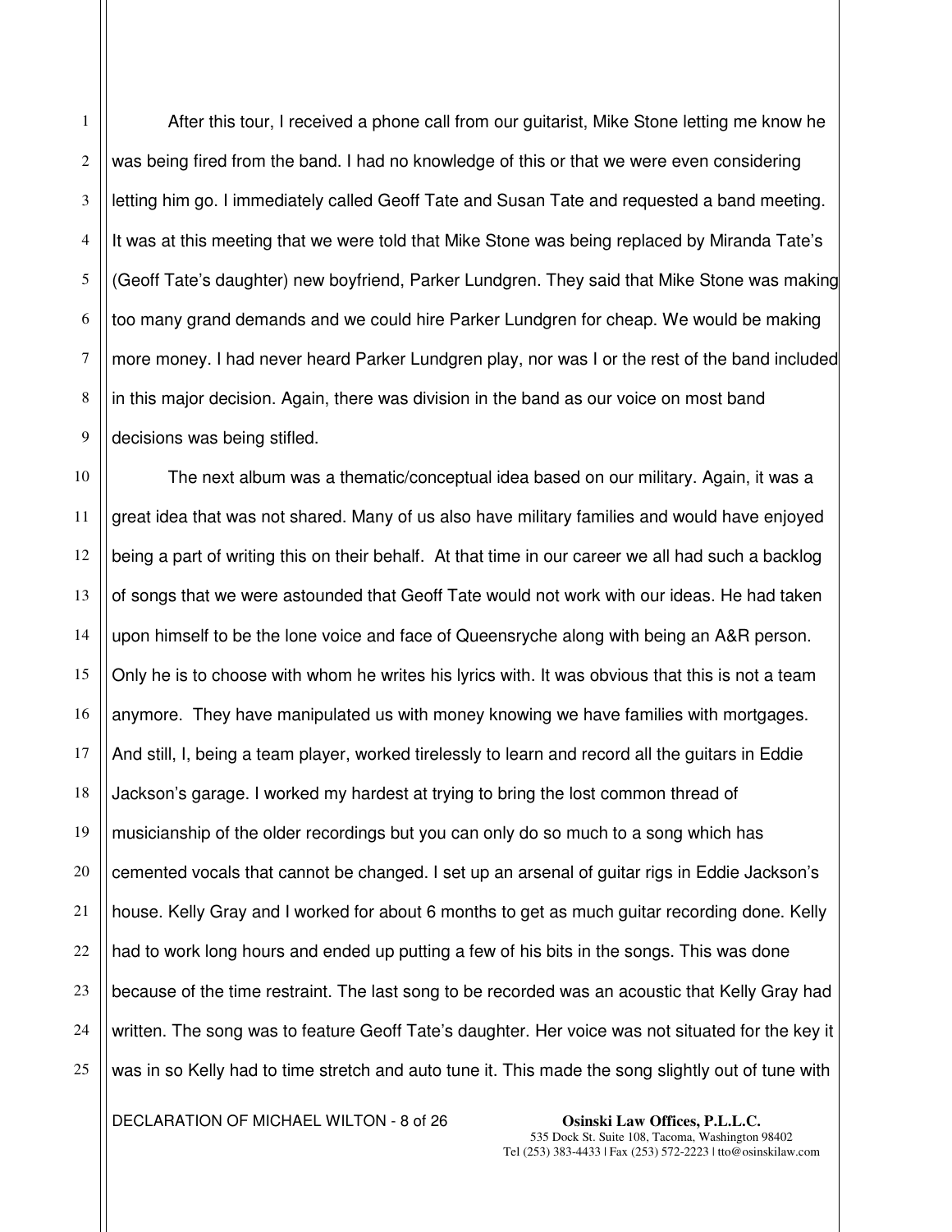After this tour, I received a phone call from our guitarist, Mike Stone letting me know he was being fired from the band. I had no knowledge of this or that we were even considering letting him go. I immediately called Geoff Tate and Susan Tate and requested a band meeting. It was at this meeting that we were told that Mike Stone was being replaced by Miranda Tate's (Geoff Tate's daughter) new boyfriend, Parker Lundgren. They said that Mike Stone was making too many grand demands and we could hire Parker Lundgren for cheap. We would be making more money. I had never heard Parker Lundgren play, nor was I or the rest of the band included in this major decision. Again, there was division in the band as our voice on most band decisions was being stifled.

The next album was a thematic/conceptual idea based on our military. Again, it was a great idea that was not shared. Many of us also have military families and would have enjoyed being a part of writing this on their behalf. At that time in our career we all had such a backlog of songs that we were astounded that Geoff Tate would not work with our ideas. He had taken upon himself to be the lone voice and face of Queensryche along with being an A&R person. Only he is to choose with whom he writes his lyrics with. It was obvious that this is not a team anymore. They have manipulated us with money knowing we have families with mortgages. And still, I, being a team player, worked tirelessly to learn and record all the guitars in Eddie Jackson's garage. I worked my hardest at trying to bring the lost common thread of musicianship of the older recordings but you can only do so much to a song which has cemented vocals that cannot be changed. I set up an arsenal of guitar rigs in Eddie Jackson's house. Kelly Gray and I worked for about 6 months to get as much guitar recording done. Kelly had to work long hours and ended up putting a few of his bits in the songs. This was done because of the time restraint. The last song to be recorded was an acoustic that Kelly Gray had written. The song was to feature Geoff Tate's daughter. Her voice was not situated for the key it was in so Kelly had to time stretch and auto tune it. This made the song slightly out of tune with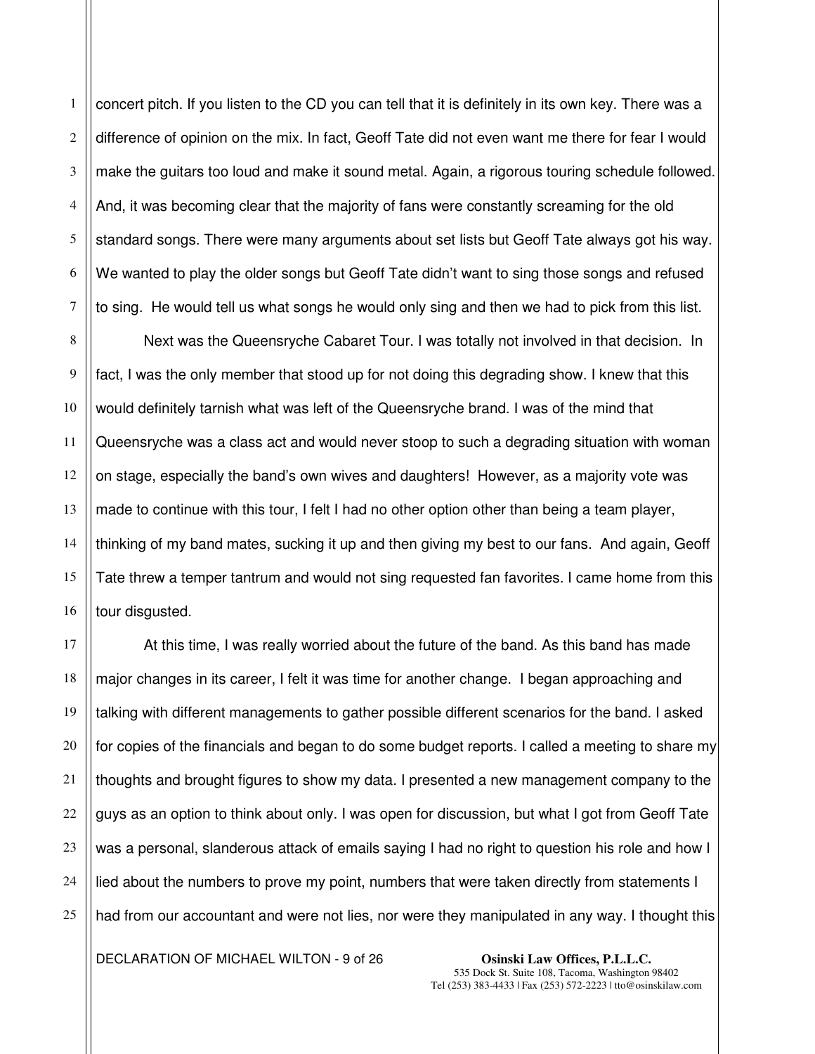concert pitch. If you listen to the CD you can tell that it is definitely in its own key. There was a difference of opinion on the mix. In fact, Geoff Tate did not even want me there for fear I would make the guitars too loud and make it sound metal. Again, a rigorous touring schedule followed. And, it was becoming clear that the majority of fans were constantly screaming for the old standard songs. There were many arguments about set lists but Geoff Tate always got his way. We wanted to play the older songs but Geoff Tate didn't want to sing those songs and refused to sing. He would tell us what songs he would only sing and then we had to pick from this list.

Next was the Queensryche Cabaret Tour. I was totally not involved in that decision. In fact, I was the only member that stood up for not doing this degrading show. I knew that this would definitely tarnish what was left of the Queensryche brand. I was of the mind that Queensryche was a class act and would never stoop to such a degrading situation with woman on stage, especially the band's own wives and daughters! However, as a majority vote was made to continue with this tour, I felt I had no other option other than being a team player, thinking of my band mates, sucking it up and then giving my best to our fans. And again, Geoff Tate threw a temper tantrum and would not sing requested fan favorites. I came home from this tour disgusted.

At this time, I was really worried about the future of the band. As this band has made major changes in its career, I felt it was time for another change. I began approaching and talking with different managements to gather possible different scenarios for the band. I asked for copies of the financials and began to do some budget reports. I called a meeting to share my thoughts and brought figures to show my data. I presented a new management company to the guys as an option to think about only. I was open for discussion, but what I got from Geoff Tate was a personal, slanderous attack of emails saying I had no right to question his role and how I lied about the numbers to prove my point, numbers that were taken directly from statements I had from our accountant and were not lies, nor were they manipulated in any way. I thought this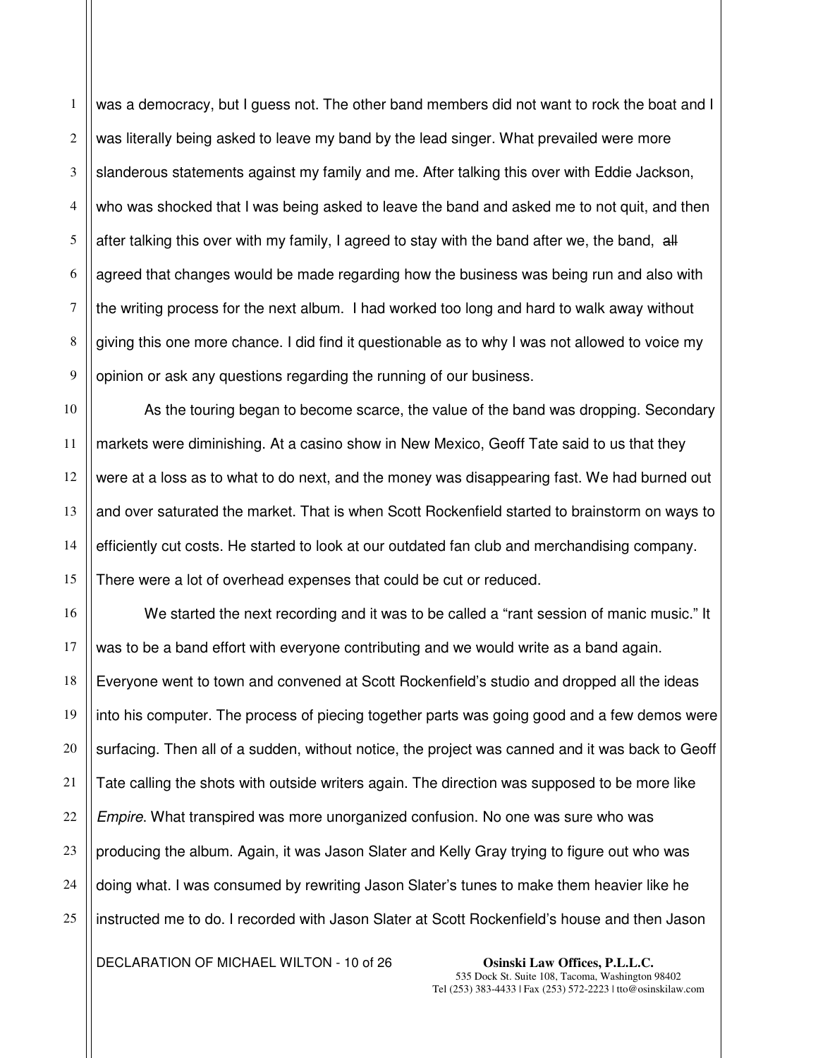was a democracy, but I guess not. The other band members did not want to rock the boat and I was literally being asked to leave my band by the lead singer. What prevailed were more slanderous statements against my family and me. After talking this over with Eddie Jackson, who was shocked that I was being asked to leave the band and asked me to not quit, and then after talking this over with my family, I agreed to stay with the band after we, the band, ~~all~~ agreed that changes would be made regarding how the business was being run and also with the writing process for the next album. I had worked too long and hard to walk away without giving this one more chance. I did find it questionable as to why I was not allowed to voice my opinion or ask any questions regarding the running of our business.

As the touring began to become scarce, the value of the band was dropping. Secondary markets were diminishing. At a casino show in New Mexico, Geoff Tate said to us that they were at a loss as to what to do next, and the money was disappearing fast. We had burned out and over saturated the market. That is when Scott Rockenfield started to brainstorm on ways to efficiently cut costs. He started to look at our outdated fan club and merchandising company. There were a lot of overhead expenses that could be cut or reduced.

We started the next recording and it was to be called a "rant session of manic music." It was to be a band effort with everyone contributing and we would write as a band again. Everyone went to town and convened at Scott Rockenfield's studio and dropped all the ideas into his computer. The process of piecing together parts was going good and a few demos were surfacing. Then all of a sudden, without notice, the project was canned and it was back to Geoff Tate calling the shots with outside writers again. The direction was supposed to be more like *Empire*. What transpired was more unorganized confusion. No one was sure who was producing the album. Again, it was Jason Slater and Kelly Gray trying to figure out who was doing what. I was consumed by rewriting Jason Slater's tunes to make them heavier like he instructed me to do. I recorded with Jason Slater at Scott Rockenfield's house and then Jason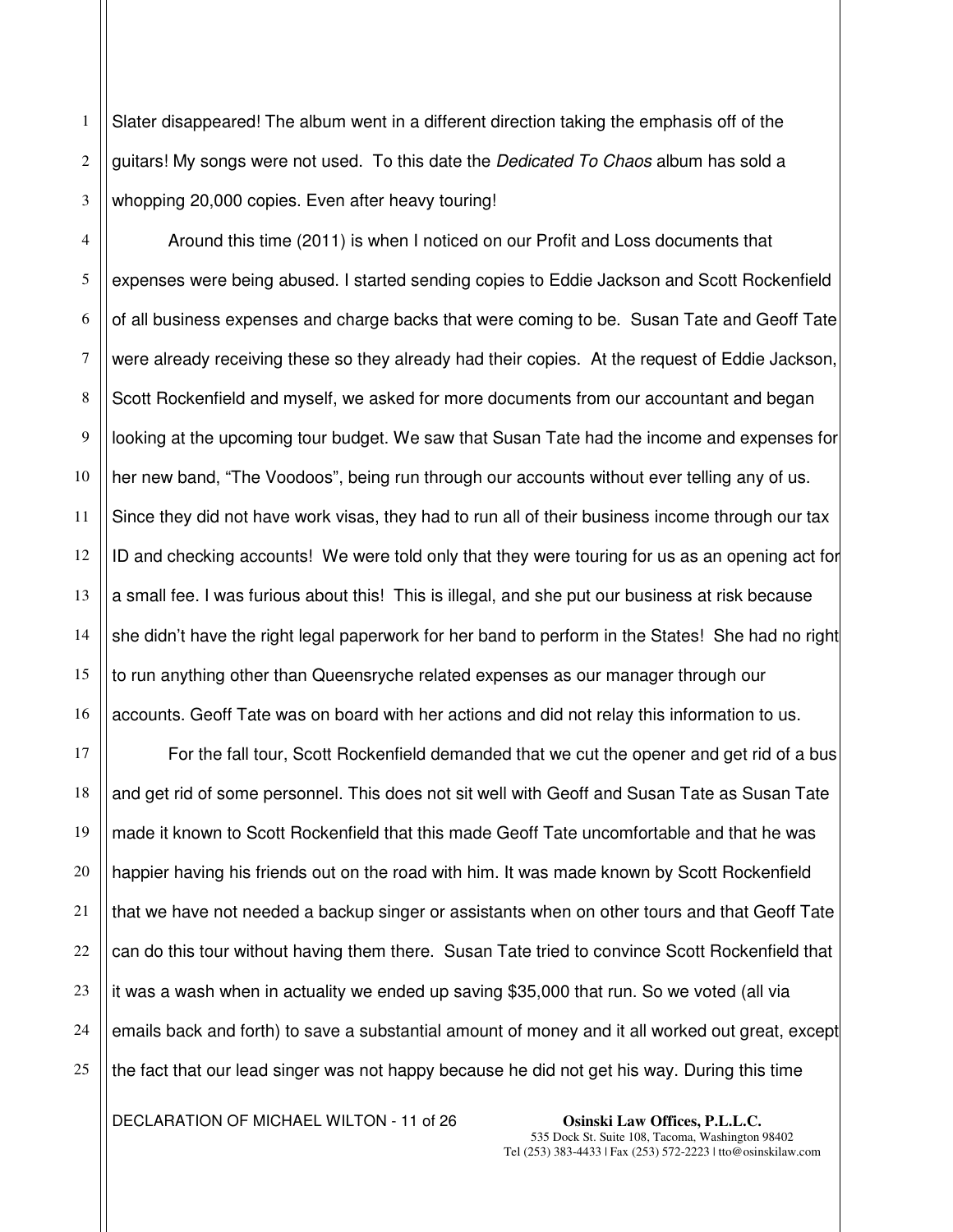Slater disappeared! The album went in a different direction taking the emphasis off of the guitars! My songs were not used. To this date the *Dedicated To Chaos* album has sold a whopping 20,000 copies. Even after heavy touring!

Around this time (2011) is when I noticed on our Profit and Loss documents that expenses were being abused. I started sending copies to Eddie Jackson and Scott Rockenfield of all business expenses and charge backs that were coming to be. Susan Tate and Geoff Tate were already receiving these so they already had their copies. At the request of Eddie Jackson, Scott Rockenfield and myself, we asked for more documents from our accountant and began looking at the upcoming tour budget. We saw that Susan Tate had the income and expenses for her new band, "The Voodoos", being run through our accounts without ever telling any of us. Since they did not have work visas, they had to run all of their business income through our tax ID and checking accounts! We were told only that they were touring for us as an opening act for a small fee. I was furious about this! This is illegal, and she put our business at risk because she didn't have the right legal paperwork for her band to perform in the States! She had no right to run anything other than Queensryche related expenses as our manager through our accounts. Geoff Tate was on board with her actions and did not relay this information to us.

For the fall tour, Scott Rockenfield demanded that we cut the opener and get rid of a bus and get rid of some personnel. This does not sit well with Geoff and Susan Tate as Susan Tate made it known to Scott Rockenfield that this made Geoff Tate uncomfortable and that he was happier having his friends out on the road with him. It was made known by Scott Rockenfield that we have not needed a backup singer or assistants when on other tours and that Geoff Tate can do this tour without having them there. Susan Tate tried to convince Scott Rockenfield that it was a wash when in actuality we ended up saving $35,000 that run. So we voted (all via emails back and forth) to save a substantial amount of money and it all worked out great, except the fact that our lead singer was not happy because he did not get his way. During this time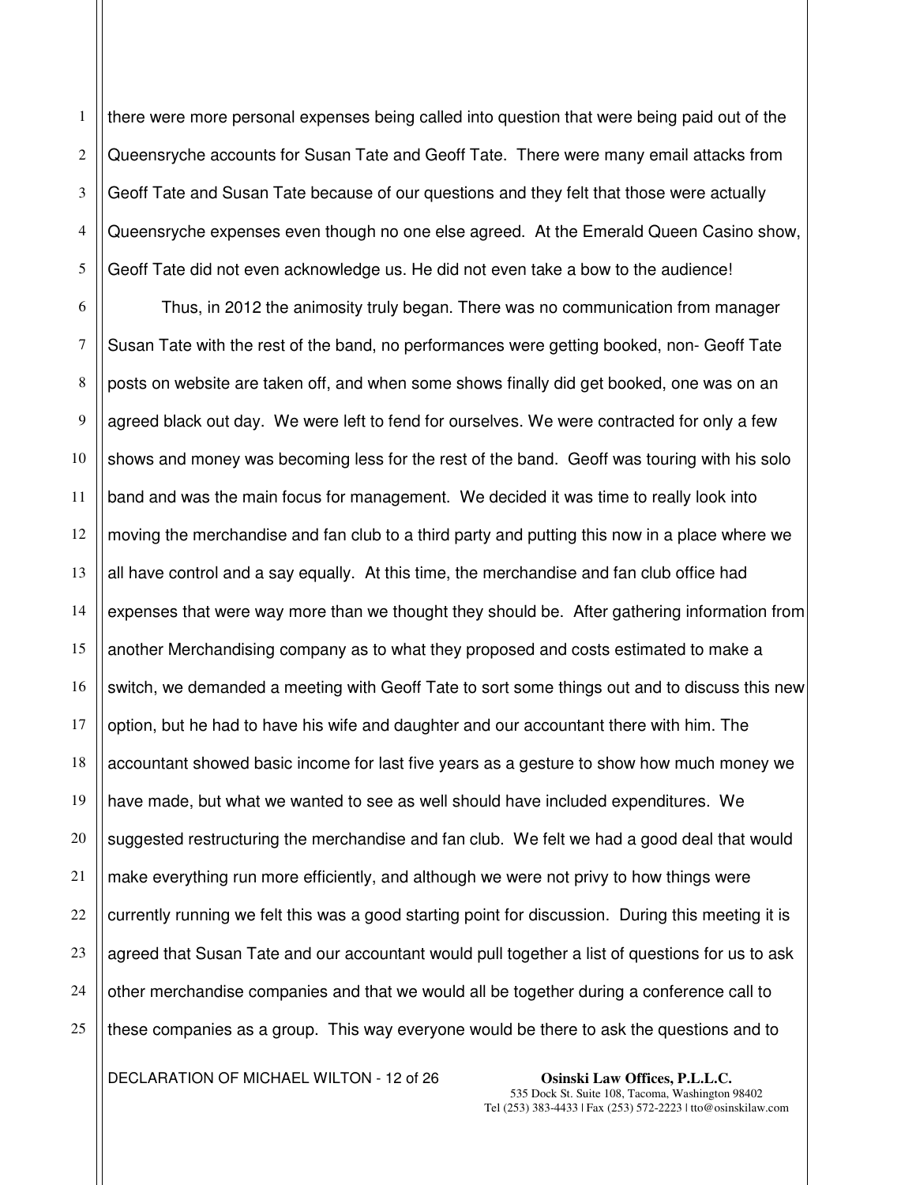there were more personal expenses being called into question that were being paid out of the Queensryche accounts for Susan Tate and Geoff Tate. There were many email attacks from Geoff Tate and Susan Tate because of our questions and they felt that those were actually Queensryche expenses even though no one else agreed. At the Emerald Queen Casino show, Geoff Tate did not even acknowledge us. He did not even take a bow to the audience!

Thus, in 2012 the animosity truly began. There was no communication from manager Susan Tate with the rest of the band, no performances were getting booked, non- Geoff Tate posts on website are taken off, and when some shows finally did get booked, one was on an agreed black out day. We were left to fend for ourselves. We were contracted for only a few shows and money was becoming less for the rest of the band. Geoff was touring with his solo band and was the main focus for management. We decided it was time to really look into moving the merchandise and fan club to a third party and putting this now in a place where we all have control and a say equally. At this time, the merchandise and fan club office had expenses that were way more than we thought they should be. After gathering information from another Merchandising company as to what they proposed and costs estimated to make a switch, we demanded a meeting with Geoff Tate to sort some things out and to discuss this new option, but he had to have his wife and daughter and our accountant there with him. The accountant showed basic income for last five years as a gesture to show how much money we have made, but what we wanted to see as well should have included expenditures. We suggested restructuring the merchandise and fan club. We felt we had a good deal that would make everything run more efficiently, and although we were not privy to how things were currently running we felt this was a good starting point for discussion. During this meeting it is agreed that Susan Tate and our accountant would pull together a list of questions for us to ask other merchandise companies and that we would all be together during a conference call to these companies as a group. This way everyone would be there to ask the questions and to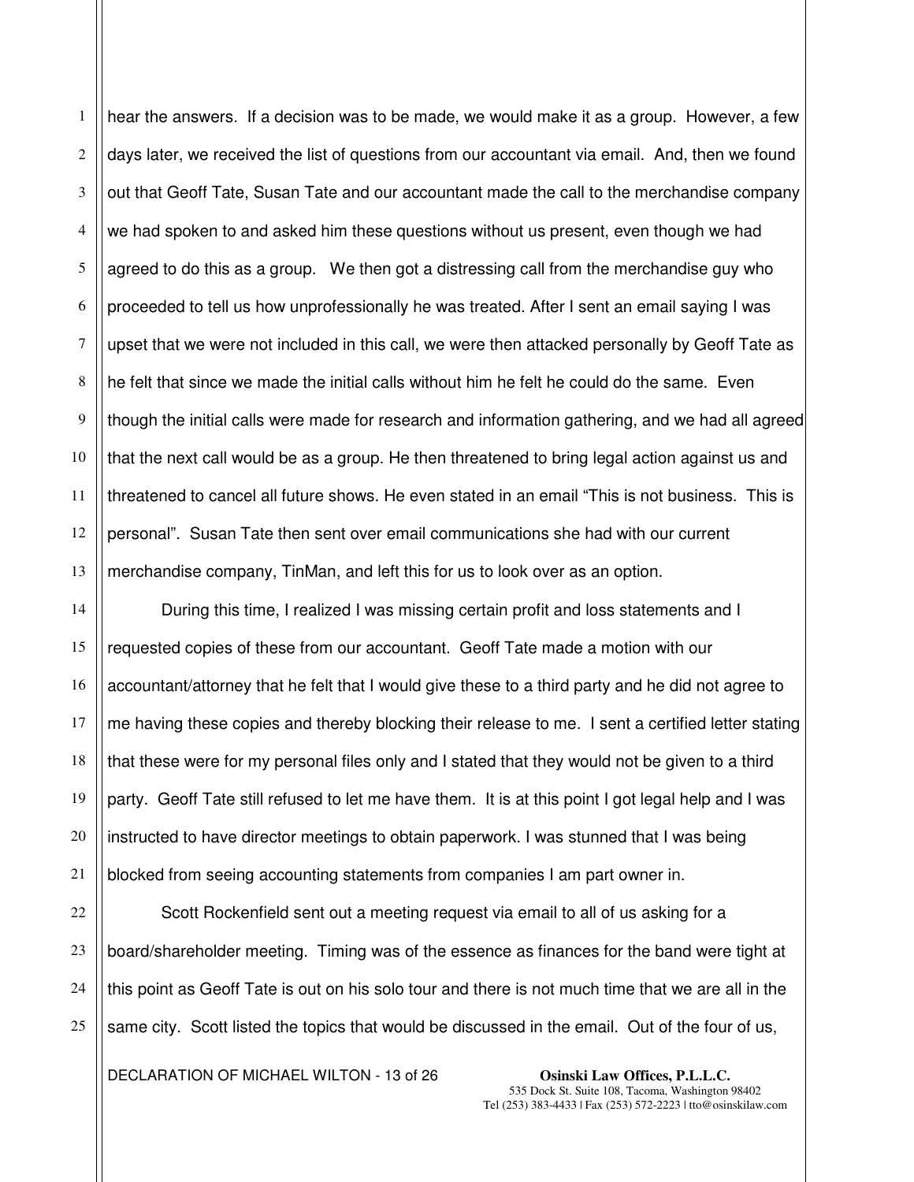hear the answers. If a decision was to be made, we would make it as a group. However, a few days later, we received the list of questions from our accountant via email. And, then we found out that Geoff Tate, Susan Tate and our accountant made the call to the merchandise company we had spoken to and asked him these questions without us present, even though we had agreed to do this as a group. We then got a distressing call from the merchandise guy who proceeded to tell us how unprofessionally he was treated. After I sent an email saying I was upset that we were not included in this call, we were then attacked personally by Geoff Tate as he felt that since we made the initial calls without him he felt he could do the same. Even though the initial calls were made for research and information gathering, and we had all agreed that the next call would be as a group. He then threatened to bring legal action against us and threatened to cancel all future shows. He even stated in an email "This is not business. This is personal". Susan Tate then sent over email communications she had with our current merchandise company, TinMan, and left this for us to look over as an option.

During this time, I realized I was missing certain profit and loss statements and I requested copies of these from our accountant. Geoff Tate made a motion with our accountant/attorney that he felt that I would give these to a third party and he did not agree to me having these copies and thereby blocking their release to me. I sent a certified letter stating that these were for my personal files only and I stated that they would not be given to a third party. Geoff Tate still refused to let me have them. It is at this point I got legal help and I was instructed to have director meetings to obtain paperwork. I was stunned that I was being blocked from seeing accounting statements from companies I am part owner in.

Scott Rockenfield sent out a meeting request via email to all of us asking for a board/shareholder meeting. Timing was of the essence as finances for the band were tight at this point as Geoff Tate is out on his solo tour and there is not much time that we are all in the same city. Scott listed the topics that would be discussed in the email. Out of the four of us,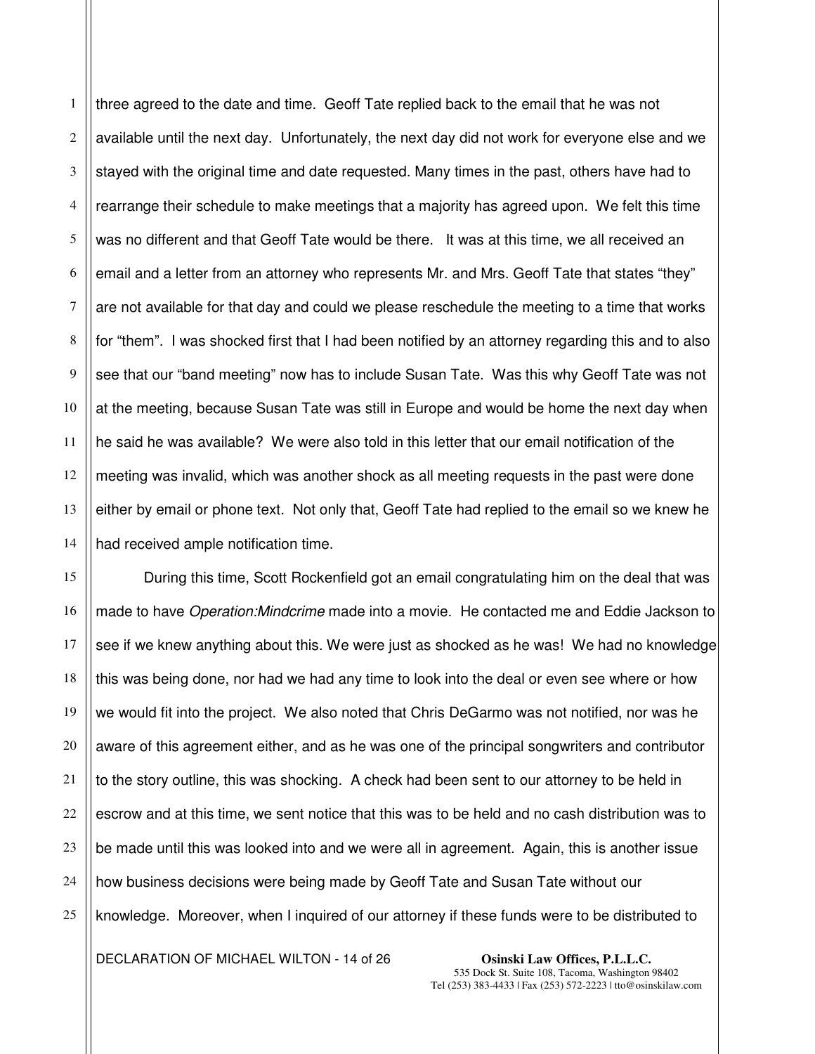three agreed to the date and time. Geoff Tate replied back to the email that he was not available until the next day. Unfortunately, the next day did not work for everyone else and we stayed with the original time and date requested. Many times in the past, others have had to rearrange their schedule to make meetings that a majority has agreed upon. We felt this time was no different and that Geoff Tate would be there. It was at this time, we all received an email and a letter from an attorney who represents Mr. and Mrs. Geoff Tate that states "they" are not available for that day and could we please reschedule the meeting to a time that works for "them". I was shocked first that I had been notified by an attorney regarding this and to also see that our "band meeting" now has to include Susan Tate. Was this why Geoff Tate was not at the meeting, because Susan Tate was still in Europe and would be home the next day when he said he was available? We were also told in this letter that our email notification of the meeting was invalid, which was another shock as all meeting requests in the past were done either by email or phone text. Not only that, Geoff Tate had replied to the email so we knew he had received ample notification time.

During this time, Scott Rockenfield got an email congratulating him on the deal that was made to have *Operation:Mindcrime* made into a movie. He contacted me and Eddie Jackson to see if we knew anything about this. We were just as shocked as he was! We had no knowledge this was being done, nor had we had any time to look into the deal or even see where or how we would fit into the project. We also noted that Chris DeGarmo was not notified, nor was he aware of this agreement either, and as he was one of the principal songwriters and contributor to the story outline, this was shocking. A check had been sent to our attorney to be held in escrow and at this time, we sent notice that this was to be held and no cash distribution was to be made until this was looked into and we were all in agreement. Again, this is another issue how business decisions were being made by Geoff Tate and Susan Tate without our knowledge. Moreover, when I inquired of our attorney if these funds were to be distributed to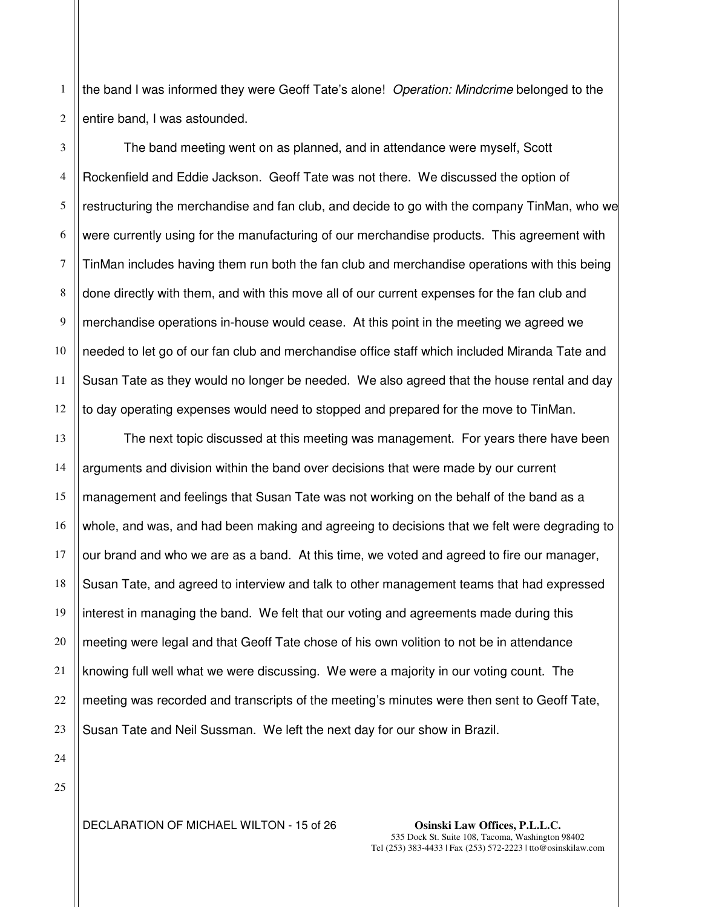the band I was informed they were Geoff Tate's alone! *Operation: Mindcrime* belonged to the entire band, I was astounded.

The band meeting went on as planned, and in attendance were myself, Scott Rockenfield and Eddie Jackson. Geoff Tate was not there. We discussed the option of restructuring the merchandise and fan club, and decide to go with the company TinMan, who we were currently using for the manufacturing of our merchandise products. This agreement with TinMan includes having them run both the fan club and merchandise operations with this being done directly with them, and with this move all of our current expenses for the fan club and merchandise operations in-house would cease. At this point in the meeting we agreed we needed to let go of our fan club and merchandise office staff which included Miranda Tate and Susan Tate as they would no longer be needed. We also agreed that the house rental and day to day operating expenses would need to stopped and prepared for the move to TinMan.

The next topic discussed at this meeting was management. For years there have been arguments and division within the band over decisions that were made by our current management and feelings that Susan Tate was not working on the behalf of the band as a whole, and was, and had been making and agreeing to decisions that we felt were degrading to our brand and who we are as a band. At this time, we voted and agreed to fire our manager, Susan Tate, and agreed to interview and talk to other management teams that had expressed interest in managing the band. We felt that our voting and agreements made during this meeting were legal and that Geoff Tate chose of his own volition to not be in attendance knowing full well what we were discussing. We were a majority in our voting count. The meeting was recorded and transcripts of the meeting's minutes were then sent to Geoff Tate, Susan Tate and Neil Sussman. We left the next day for our show in Brazil.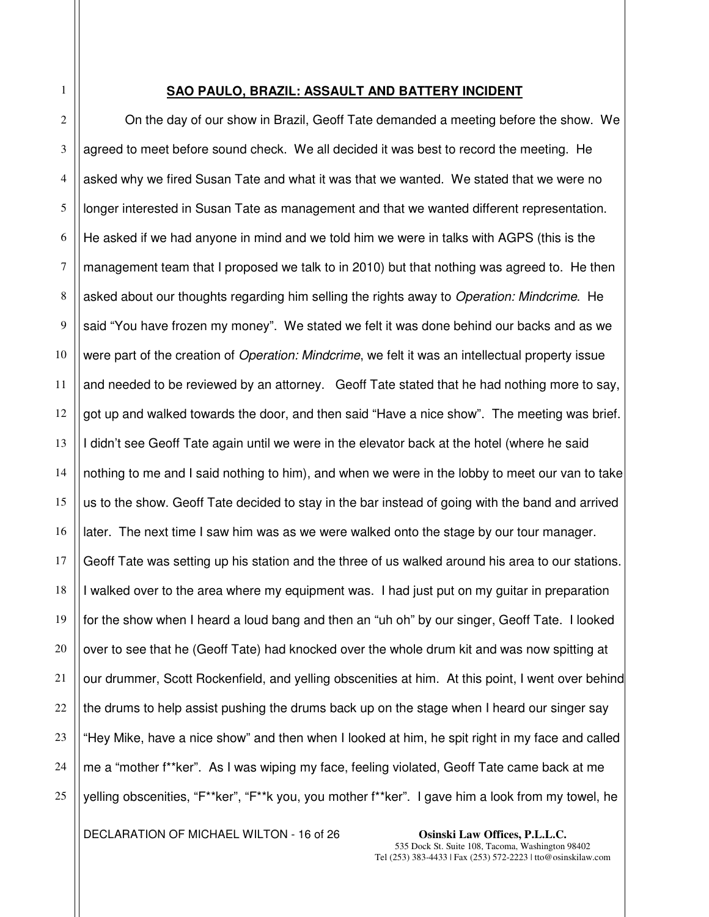## SAO PAULO, BRAZIL: ASSAULT AND BATTERY INCIDENT

On the day of our show in Brazil, Geoff Tate demanded a meeting before the show. We agreed to meet before sound check. We all decided it was best to record the meeting. He asked why we fired Susan Tate and what it was that we wanted. We stated that we were no longer interested in Susan Tate as management and that we wanted different representation. He asked if we had anyone in mind and we told him we were in talks with AGPS (this is the management team that I proposed we talk to in 2010) but that nothing was agreed to. He then asked about our thoughts regarding him selling the rights away to *Operation: Mindcrime*. He said "You have frozen my money". We stated we felt it was done behind our backs and as we were part of the creation of *Operation: Mindcrime*, we felt it was an intellectual property issue and needed to be reviewed by an attorney. Geoff Tate stated that he had nothing more to say, got up and walked towards the door, and then said "Have a nice show". The meeting was brief. I didn't see Geoff Tate again until we were in the elevator back at the hotel (where he said nothing to me and I said nothing to him), and when we were in the lobby to meet our van to take us to the show. Geoff Tate decided to stay in the bar instead of going with the band and arrived later. The next time I saw him was as we were walked onto the stage by our tour manager. Geoff Tate was setting up his station and the three of us walked around his area to our stations. I walked over to the area where my equipment was. I had just put on my guitar in preparation for the show when I heard a loud bang and then an "uh oh" by our singer, Geoff Tate. I looked over to see that he (Geoff Tate) had knocked over the whole drum kit and was now spitting at our drummer, Scott Rockenfield, and yelling obscenities at him. At this point, I went over behind the drums to help assist pushing the drums back up on the stage when I heard our singer say "Hey Mike, have a nice show" and then when I looked at him, he spit right in my face and called me a "mother f**ker". As I was wiping my face, feeling violated, Geoff Tate came back at me yelling obscenities, "F**ker", "F**k you, you mother f**ker". I gave him a look from my towel, he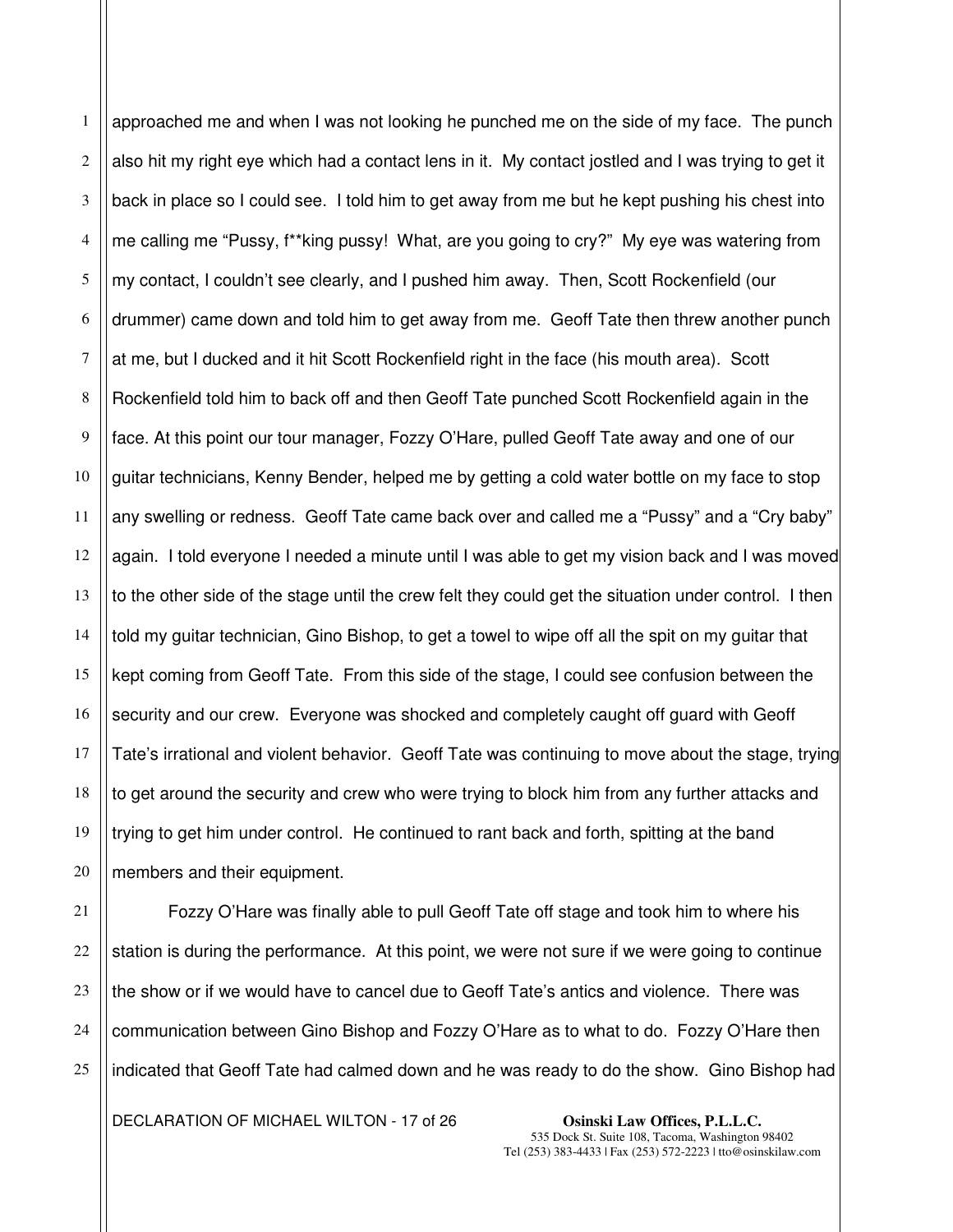approached me and when I was not looking he punched me on the side of my face. The punch also hit my right eye which had a contact lens in it. My contact jostled and I was trying to get it back in place so I could see. I told him to get away from me but he kept pushing his chest into me calling me "Pussy, f**king pussy! What, are you going to cry?" My eye was watering from my contact, I couldn't see clearly, and I pushed him away. Then, Scott Rockenfield (our drummer) came down and told him to get away from me. Geoff Tate then threw another punch at me, but I ducked and it hit Scott Rockenfield right in the face (his mouth area). Scott Rockenfield told him to back off and then Geoff Tate punched Scott Rockenfield again in the face. At this point our tour manager, Fozzy O'Hare, pulled Geoff Tate away and one of our guitar technicians, Kenny Bender, helped me by getting a cold water bottle on my face to stop any swelling or redness. Geoff Tate came back over and called me a "Pussy" and a "Cry baby" again. I told everyone I needed a minute until I was able to get my vision back and I was moved to the other side of the stage until the crew felt they could get the situation under control. I then told my guitar technician, Gino Bishop, to get a towel to wipe off all the spit on my guitar that kept coming from Geoff Tate. From this side of the stage, I could see confusion between the security and our crew. Everyone was shocked and completely caught off guard with Geoff Tate's irrational and violent behavior. Geoff Tate was continuing to move about the stage, trying to get around the security and crew who were trying to block him from any further attacks and trying to get him under control. He continued to rant back and forth, spitting at the band members and their equipment.

Fozzy O'Hare was finally able to pull Geoff Tate off stage and took him to where his station is during the performance. At this point, we were not sure if we were going to continue the show or if we would have to cancel due to Geoff Tate's antics and violence. There was communication between Gino Bishop and Fozzy O'Hare as to what to do. Fozzy O'Hare then indicated that Geoff Tate had calmed down and he was ready to do the show. Gino Bishop had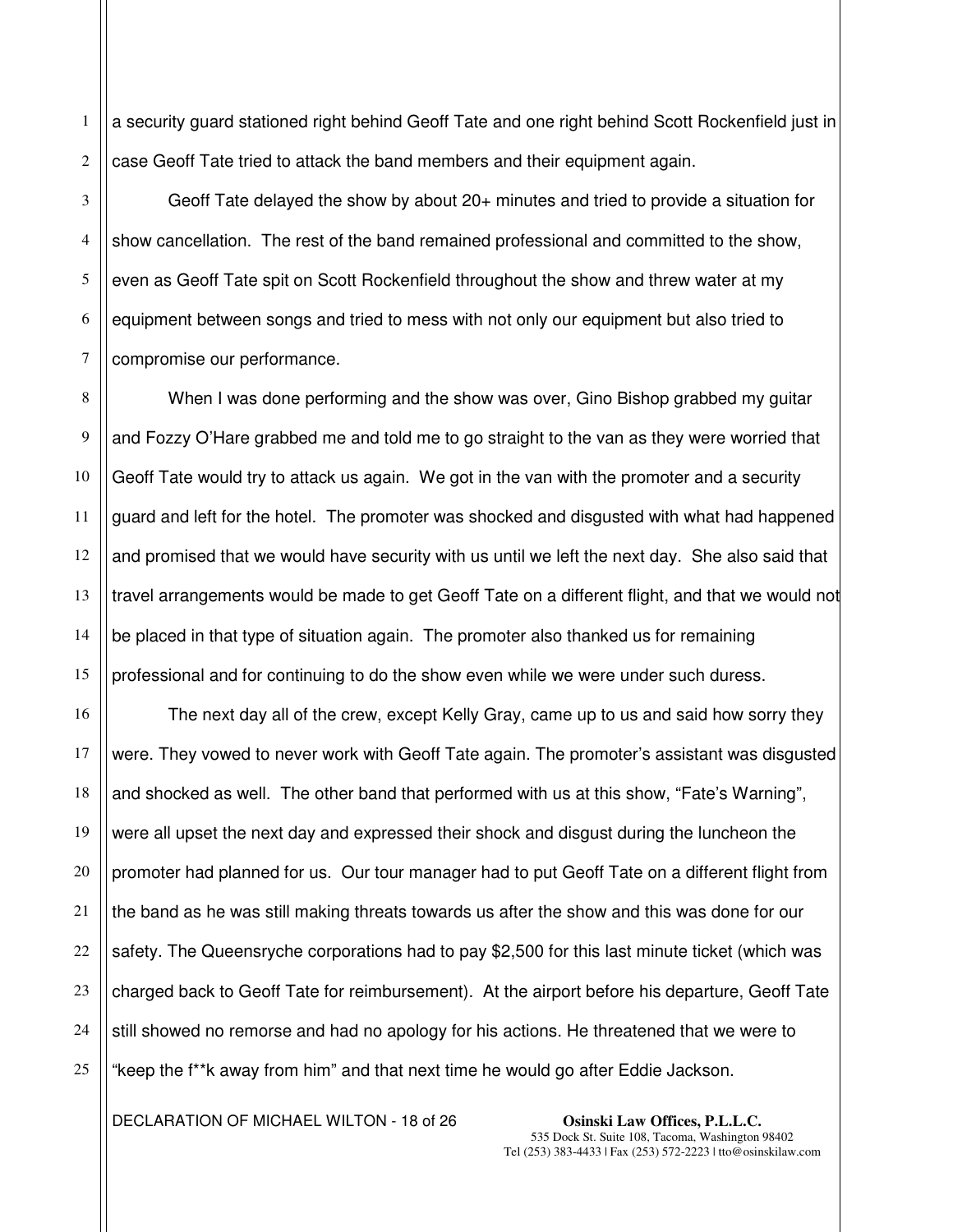a security guard stationed right behind Geoff Tate and one right behind Scott Rockenfield just in case Geoff Tate tried to attack the band members and their equipment again.

Geoff Tate delayed the show by about 20+ minutes and tried to provide a situation for show cancellation. The rest of the band remained professional and committed to the show, even as Geoff Tate spit on Scott Rockenfield throughout the show and threw water at my equipment between songs and tried to mess with not only our equipment but also tried to compromise our performance.

When I was done performing and the show was over, Gino Bishop grabbed my guitar and Fozzy O'Hare grabbed me and told me to go straight to the van as they were worried that Geoff Tate would try to attack us again. We got in the van with the promoter and a security guard and left for the hotel. The promoter was shocked and disgusted with what had happened and promised that we would have security with us until we left the next day. She also said that travel arrangements would be made to get Geoff Tate on a different flight, and that we would not be placed in that type of situation again. The promoter also thanked us for remaining professional and for continuing to do the show even while we were under such duress.

The next day all of the crew, except Kelly Gray, came up to us and said how sorry they were. They vowed to never work with Geoff Tate again. The promoter's assistant was disgusted and shocked as well. The other band that performed with us at this show, "Fate's Warning", were all upset the next day and expressed their shock and disgust during the luncheon the promoter had planned for us. Our tour manager had to put Geoff Tate on a different flight from the band as he was still making threats towards us after the show and this was done for our safety. The Queensryche corporations had to pay $2,500 for this last minute ticket (which was charged back to Geoff Tate for reimbursement). At the airport before his departure, Geoff Tate still showed no remorse and had no apology for his actions. He threatened that we were to "keep the f**k away from him" and that next time he would go after Eddie Jackson.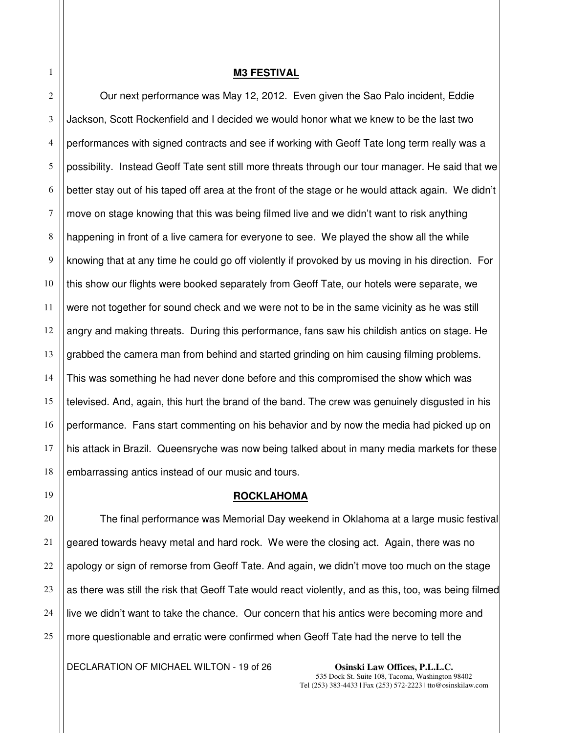## M3 FESTIVAL

Our next performance was May 12, 2012. Even given the Sao Palo incident, Eddie Jackson, Scott Rockenfield and I decided we would honor what we knew to be the last two performances with signed contracts and see if working with Geoff Tate long term really was a possibility. Instead Geoff Tate sent still more threats through our tour manager. He said that we better stay out of his taped off area at the front of the stage or he would attack again. We didn't move on stage knowing that this was being filmed live and we didn't want to risk anything happening in front of a live camera for everyone to see. We played the show all the while knowing that at any time he could go off violently if provoked by us moving in his direction. For this show our flights were booked separately from Geoff Tate, our hotels were separate, we were not together for sound check and we were not to be in the same vicinity as he was still angry and making threats. During this performance, fans saw his childish antics on stage. He grabbed the camera man from behind and started grinding on him causing filming problems. This was something he had never done before and this compromised the show which was televised. And, again, this hurt the brand of the band. The crew was genuinely disgusted in his performance. Fans start commenting on his behavior and by now the media had picked up on his attack in Brazil. Queensryche was now being talked about in many media markets for these embarrassing antics instead of our music and tours.

## ROCKLAHOMA

The final performance was Memorial Day weekend in Oklahoma at a large music festival geared towards heavy metal and hard rock. We were the closing act. Again, there was no apology or sign of remorse from Geoff Tate. And again, we didn't move too much on the stage as there was still the risk that Geoff Tate would react violently, and as this, too, was being filmed live we didn't want to take the chance. Our concern that his antics were becoming more and more questionable and erratic were confirmed when Geoff Tate had the nerve to tell the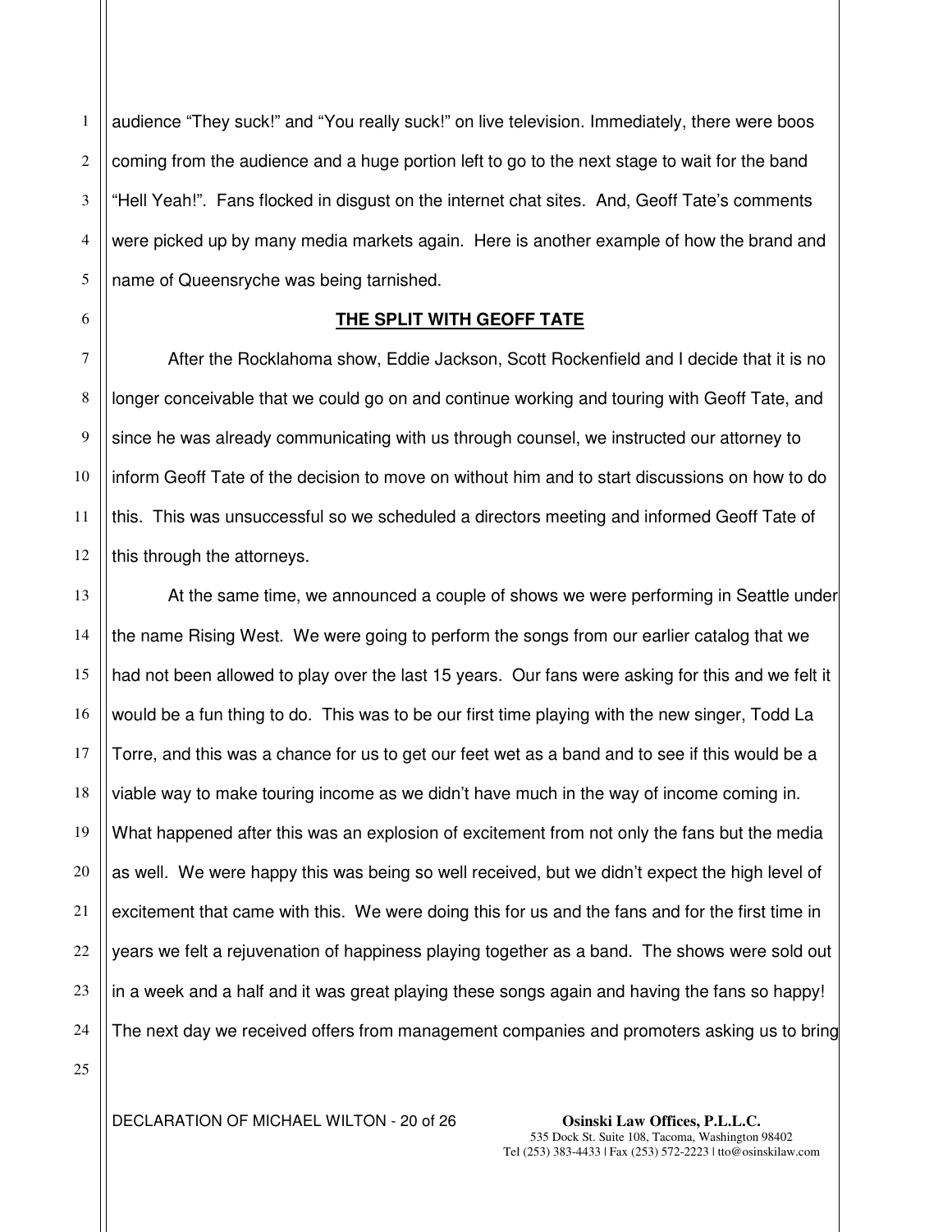audience “They suck!” and “You really suck!” on live television. Immediately, there were boos coming from the audience and a huge portion left to go to the next stage to wait for the band “Hell Yeah!”. Fans flocked in disgust on the internet chat sites. And, Geoff Tate’s comments were picked up by many media markets again. Here is another example of how the brand and name of Queensryche was being tarnished.

## THE SPLIT WITH GEOFF TATE

After the Rocklahoma show, Eddie Jackson, Scott Rockenfield and I decide that it is no longer conceivable that we could go on and continue working and touring with Geoff Tate, and since he was already communicating with us through counsel, we instructed our attorney to inform Geoff Tate of the decision to move on without him and to start discussions on how to do this. This was unsuccessful so we scheduled a directors meeting and informed Geoff Tate of this through the attorneys.

At the same time, we announced a couple of shows we were performing in Seattle under the name Rising West. We were going to perform the songs from our earlier catalog that we had not been allowed to play over the last 15 years. Our fans were asking for this and we felt it would be a fun thing to do. This was to be our first time playing with the new singer, Todd La Torre, and this was a chance for us to get our feet wet as a band and to see if this would be a viable way to make touring income as we didn’t have much in the way of income coming in. What happened after this was an explosion of excitement from not only the fans but the media as well. We were happy this was being so well received, but we didn’t expect the high level of excitement that came with this. We were doing this for us and the fans and for the first time in years we felt a rejuvenation of happiness playing together as a band. The shows were sold out in a week and a half and it was great playing these songs again and having the fans so happy! The next day we received offers from management companies and promoters asking us to bring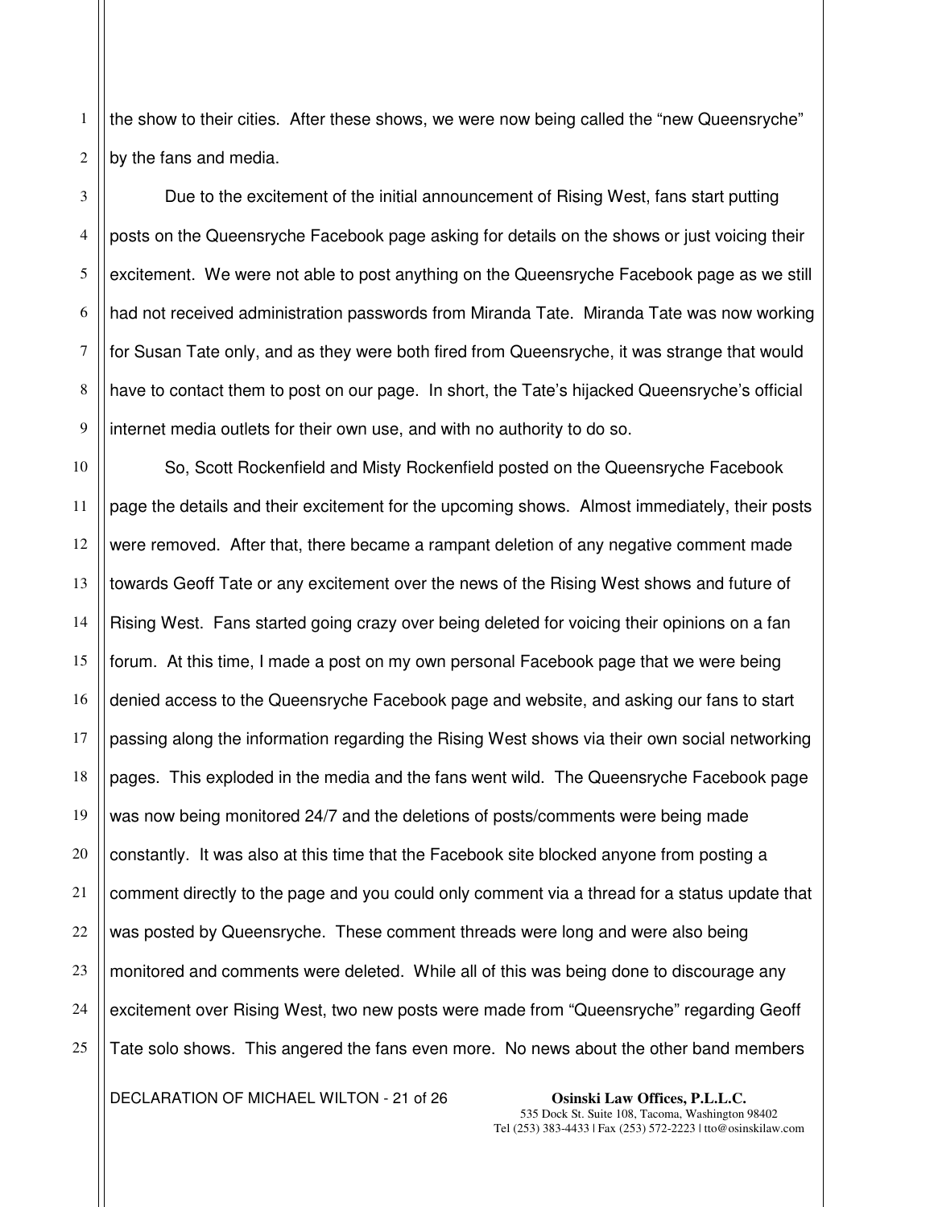the show to their cities. After these shows, we were now being called the "new Queensryche" by the fans and media.

Due to the excitement of the initial announcement of Rising West, fans start putting posts on the Queensryche Facebook page asking for details on the shows or just voicing their excitement. We were not able to post anything on the Queensryche Facebook page as we still had not received administration passwords from Miranda Tate. Miranda Tate was now working for Susan Tate only, and as they were both fired from Queensryche, it was strange that would have to contact them to post on our page. In short, the Tate's hijacked Queensryche's official internet media outlets for their own use, and with no authority to do so.

So, Scott Rockenfield and Misty Rockenfield posted on the Queensryche Facebook page the details and their excitement for the upcoming shows. Almost immediately, their posts were removed. After that, there became a rampant deletion of any negative comment made towards Geoff Tate or any excitement over the news of the Rising West shows and future of Rising West. Fans started going crazy over being deleted for voicing their opinions on a fan forum. At this time, I made a post on my own personal Facebook page that we were being denied access to the Queensryche Facebook page and website, and asking our fans to start passing along the information regarding the Rising West shows via their own social networking pages. This exploded in the media and the fans went wild. The Queensryche Facebook page was now being monitored 24/7 and the deletions of posts/comments were being made constantly. It was also at this time that the Facebook site blocked anyone from posting a comment directly to the page and you could only comment via a thread for a status update that was posted by Queensryche. These comment threads were long and were also being monitored and comments were deleted. While all of this was being done to discourage any excitement over Rising West, two new posts were made from "Queensryche" regarding Geoff Tate solo shows. This angered the fans even more. No news about the other band members

DECLARATION OF MICHAEL WILTON

**Osinski Law Offices, P.L.L.C.**
535 Dock St. Suite 108, Tacoma, Washington 98402
Tel (253) 383-4433 | Fax (253) 572-2223 | tto@osinskilaw.com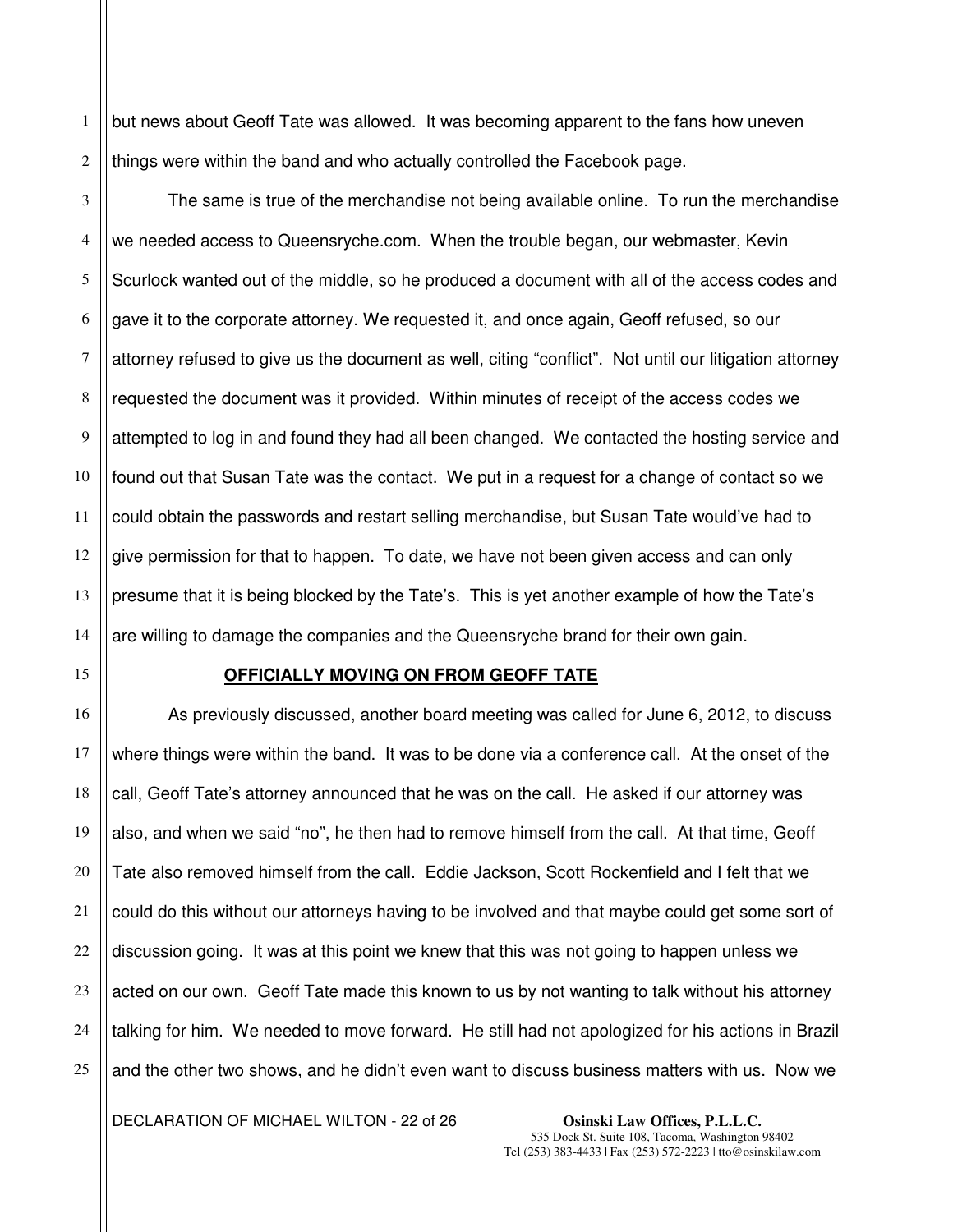but news about Geoff Tate was allowed. It was becoming apparent to the fans how uneven things were within the band and who actually controlled the Facebook page.

The same is true of the merchandise not being available online. To run the merchandise we needed access to Queensryche.com. When the trouble began, our webmaster, Kevin Scurlock wanted out of the middle, so he produced a document with all of the access codes and gave it to the corporate attorney. We requested it, and once again, Geoff refused, so our attorney refused to give us the document as well, citing "conflict". Not until our litigation attorney requested the document was it provided. Within minutes of receipt of the access codes we attempted to log in and found they had all been changed. We contacted the hosting service and found out that Susan Tate was the contact. We put in a request for a change of contact so we could obtain the passwords and restart selling merchandise, but Susan Tate would've had to give permission for that to happen. To date, we have not been given access and can only presume that it is being blocked by the Tate's. This is yet another example of how the Tate's are willing to damage the companies and the Queensryche brand for their own gain.

## OFFICIALLY MOVING ON FROM GEOFF TATE

As previously discussed, another board meeting was called for June 6, 2012, to discuss where things were within the band. It was to be done via a conference call. At the onset of the call, Geoff Tate's attorney announced that he was on the call. He asked if our attorney was also, and when we said "no", he then had to remove himself from the call. At that time, Geoff Tate also removed himself from the call. Eddie Jackson, Scott Rockenfield and I felt that we could do this without our attorneys having to be involved and that maybe could get some sort of discussion going. It was at this point we knew that this was not going to happen unless we acted on our own. Geoff Tate made this known to us by not wanting to talk without his attorney talking for him. We needed to move forward. He still had not apologized for his actions in Brazil and the other two shows, and he didn't even want to discuss business matters with us. Now we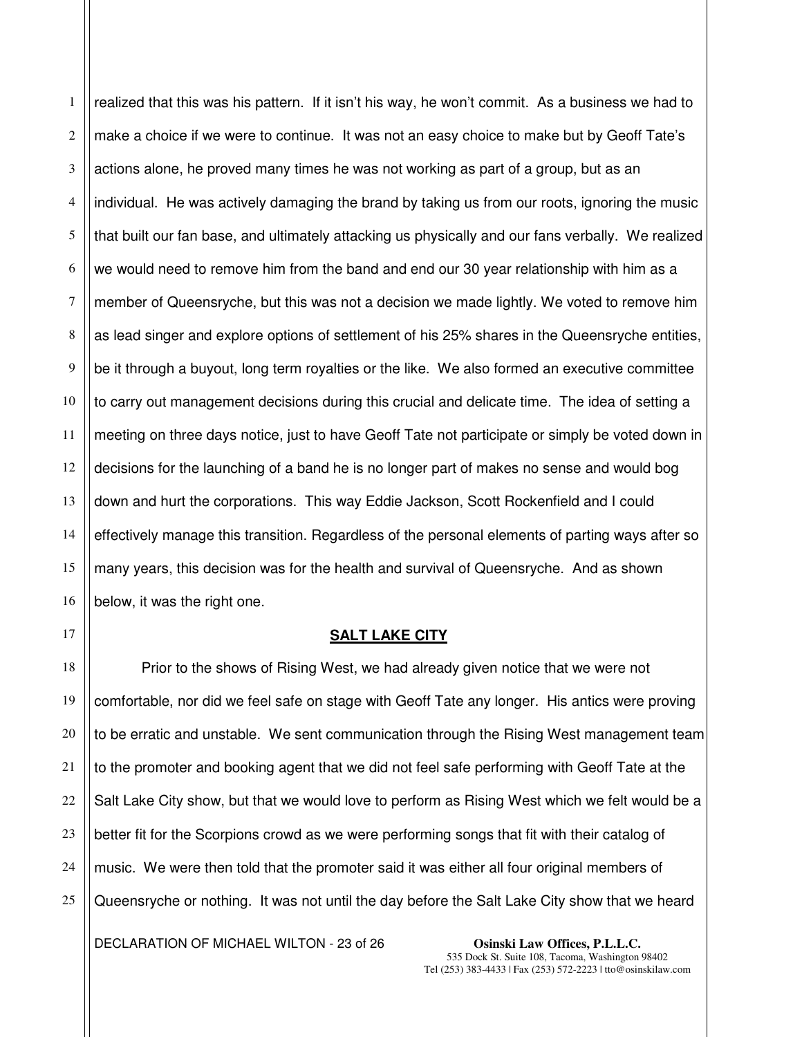realized that this was his pattern. If it isn't his way, he won't commit. As a business we had to make a choice if we were to continue. It was not an easy choice to make but by Geoff Tate's actions alone, he proved many times he was not working as part of a group, but as an individual. He was actively damaging the brand by taking us from our roots, ignoring the music that built our fan base, and ultimately attacking us physically and our fans verbally. We realized we would need to remove him from the band and end our 30 year relationship with him as a member of Queensryche, but this was not a decision we made lightly. We voted to remove him as lead singer and explore options of settlement of his 25% shares in the Queensryche entities, be it through a buyout, long term royalties or the like. We also formed an executive committee to carry out management decisions during this crucial and delicate time. The idea of setting a meeting on three days notice, just to have Geoff Tate not participate or simply be voted down in decisions for the launching of a band he is no longer part of makes no sense and would bog down and hurt the corporations. This way Eddie Jackson, Scott Rockenfield and I could effectively manage this transition. Regardless of the personal elements of parting ways after so many years, this decision was for the health and survival of Queensryche. And as shown below, it was the right one.

**SALT LAKE CITY**

Prior to the shows of Rising West, we had already given notice that we were not comfortable, nor did we feel safe on stage with Geoff Tate any longer. His antics were proving to be erratic and unstable. We sent communication through the Rising West management team to the promoter and booking agent that we did not feel safe performing with Geoff Tate at the Salt Lake City show, but that we would love to perform as Rising West which we felt would be a better fit for the Scorpions crowd as we were performing songs that fit with their catalog of music. We were then told that the promoter said it was either all four original members of Queensryche or nothing. It was not until the day before the Salt Lake City show that we heard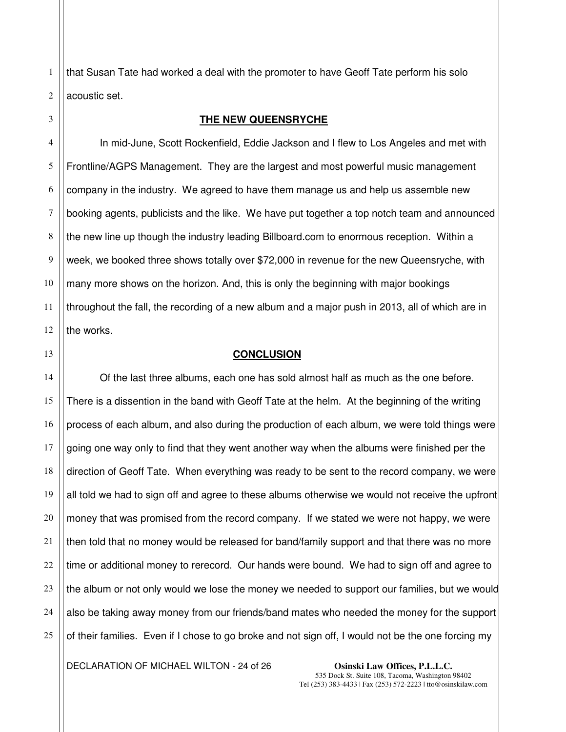that Susan Tate had worked a deal with the promoter to have Geoff Tate perform his solo acoustic set.

## THE NEW QUEENSRYCHE

In mid-June, Scott Rockenfield, Eddie Jackson and I flew to Los Angeles and met with Frontline/AGPS Management. They are the largest and most powerful music management company in the industry. We agreed to have them manage us and help us assemble new booking agents, publicists and the like. We have put together a top notch team and announced the new line up though the industry leading Billboard.com to enormous reception. Within a week, we booked three shows totally over $72,000 in revenue for the new Queensryche, with many more shows on the horizon. And, this is only the beginning with major bookings throughout the fall, the recording of a new album and a major push in 2013, all of which are in the works.

## CONCLUSION

Of the last three albums, each one has sold almost half as much as the one before. There is a dissention in the band with Geoff Tate at the helm. At the beginning of the writing process of each album, and also during the production of each album, we were told things were going one way only to find that they went another way when the albums were finished per the direction of Geoff Tate. When everything was ready to be sent to the record company, we were all told we had to sign off and agree to these albums otherwise we would not receive the upfront money that was promised from the record company. If we stated we were not happy, we were then told that no money would be released for band/family support and that there was no more time or additional money to rerecord. Our hands were bound. We had to sign off and agree to the album or not only would we lose the money we needed to support our families, but we would also be taking away money from our friends/band mates who needed the money for the support of their families. Even if I chose to go broke and not sign off, I would not be the one forcing my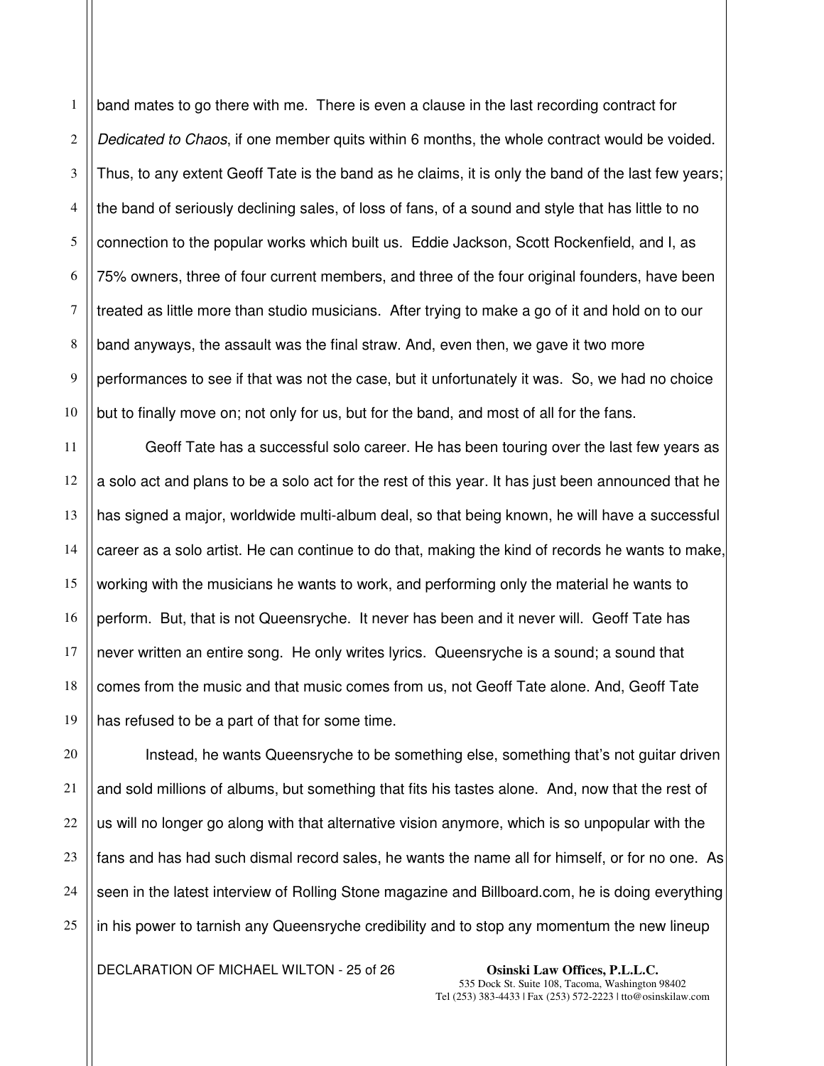band mates to go there with me. There is even a clause in the last recording contract for *Dedicated to Chaos*, if one member quits within 6 months, the whole contract would be voided. Thus, to any extent Geoff Tate is the band as he claims, it is only the band of the last few years; the band of seriously declining sales, of loss of fans, of a sound and style that has little to no connection to the popular works which built us. Eddie Jackson, Scott Rockenfield, and I, as 75% owners, three of four current members, and three of the four original founders, have been treated as little more than studio musicians. After trying to make a go of it and hold on to our band anyways, the assault was the final straw. And, even then, we gave it two more performances to see if that was not the case, but it unfortunately it was. So, we had no choice but to finally move on; not only for us, but for the band, and most of all for the fans.

Geoff Tate has a successful solo career. He has been touring over the last few years as a solo act and plans to be a solo act for the rest of this year. It has just been announced that he has signed a major, worldwide multi-album deal, so that being known, he will have a successful career as a solo artist. He can continue to do that, making the kind of records he wants to make, working with the musicians he wants to work, and performing only the material he wants to perform. But, that is not Queensryche. It never has been and it never will. Geoff Tate has never written an entire song. He only writes lyrics. Queensryche is a sound; a sound that comes from the music and that music comes from us, not Geoff Tate alone. And, Geoff Tate has refused to be a part of that for some time.

Instead, he wants Queensryche to be something else, something that's not guitar driven and sold millions of albums, but something that fits his tastes alone. And, now that the rest of us will no longer go along with that alternative vision anymore, which is so unpopular with the fans and has had such dismal record sales, he wants the name all for himself, or for no one. As seen in the latest interview of Rolling Stone magazine and Billboard.com, he is doing everything in his power to tarnish any Queensryche credibility and to stop any momentum the new lineup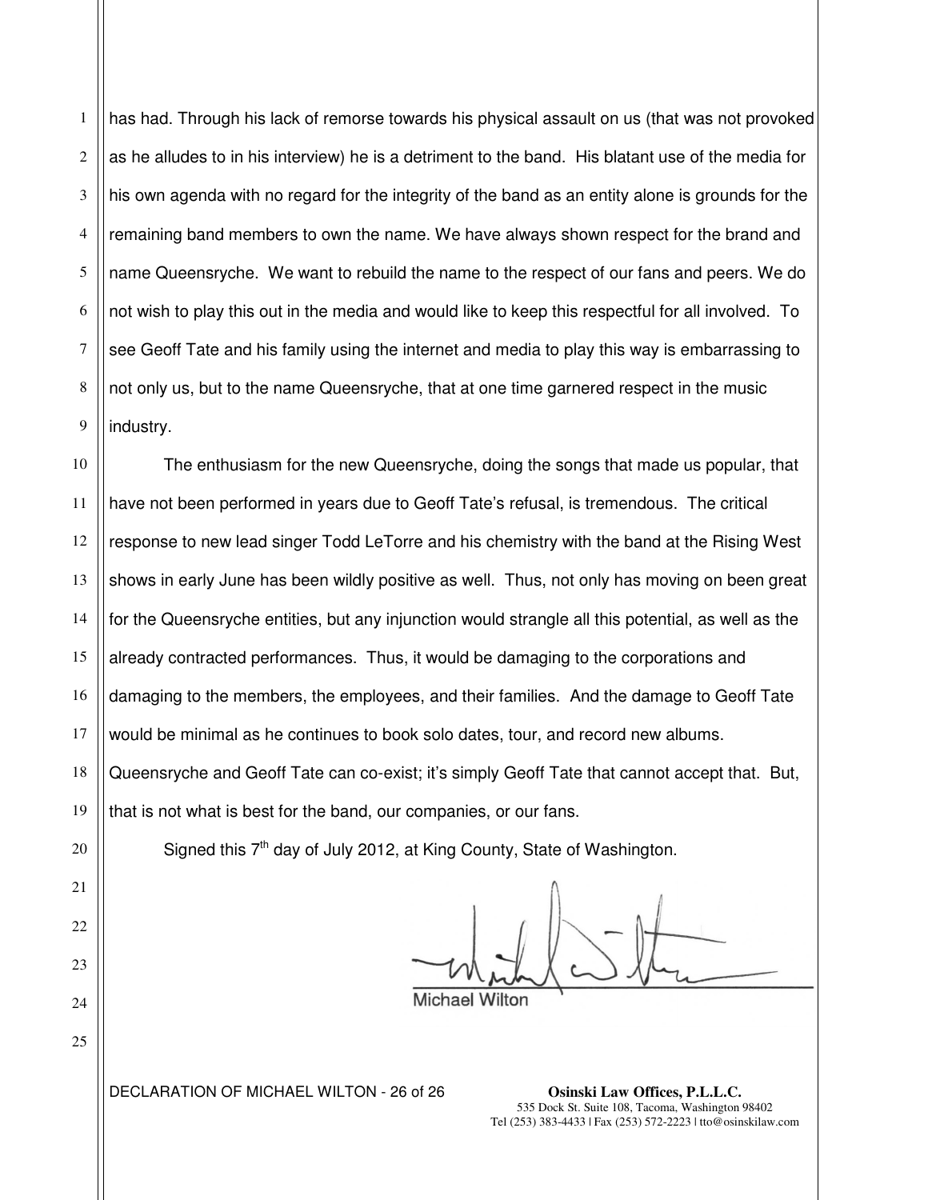has had. Through his lack of remorse towards his physical assault on us (that was not provoked as he alludes to in his interview) he is a detriment to the band. His blatant use of the media for his own agenda with no regard for the integrity of the band as an entity alone is grounds for the remaining band members to own the name. We have always shown respect for the brand and name Queensryche. We want to rebuild the name to the respect of our fans and peers. We do not wish to play this out in the media and would like to keep this respectful for all involved. To see Geoff Tate and his family using the internet and media to play this way is embarrassing to not only us, but to the name Queensryche, that at one time garnered respect in the music industry.

The enthusiasm for the new Queensryche, doing the songs that made us popular, that have not been performed in years due to Geoff Tate's refusal, is tremendous. The critical response to new lead singer Todd LeTorre and his chemistry with the band at the Rising West shows in early June has been wildly positive as well. Thus, not only has moving on been great for the Queensryche entities, but any injunction would strangle all this potential, as well as the already contracted performances. Thus, it would be damaging to the corporations and damaging to the members, the employees, and their families. And the damage to Geoff Tate would be minimal as he continues to book solo dates, tour, and record new albums. Queensryche and Geoff Tate can co-exist; it's simply Geoff Tate that cannot accept that. But, that is not what is best for the band, our companies, or our fans.

Signed this 7th day of July 2012, at King County, State of Washington.

Michael Wilton

DECLARATION OF MICHAEL WILTON

**Osinski Law Offices, P.L.L.C.**
535 Dock St. Suite 108, Tacoma, Washington 98402
Tel (253) 383-4433 | Fax (253) 572-2223 | tto@osinskilaw.com